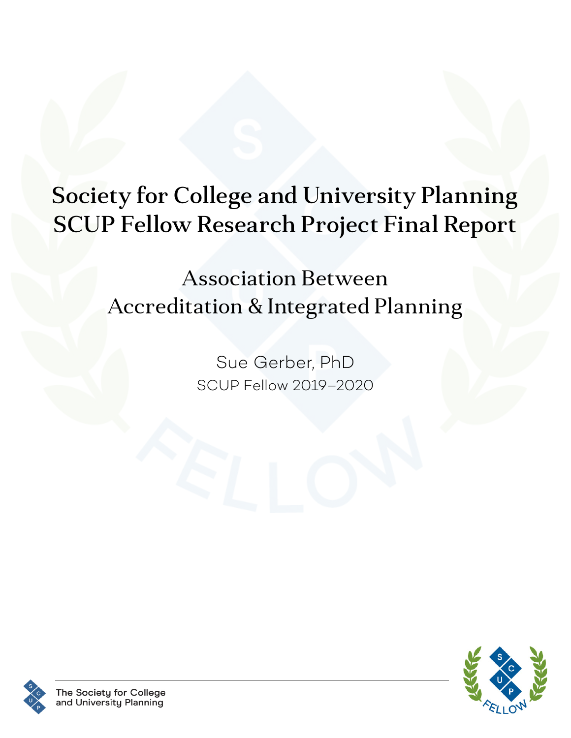# Society for College and University Planning
# SCUP Fellow Research Project Final Report

## Association Between Accreditation & Integrated Planning

Sue Gerber, PhD

SCUP Fellow 2019–2020

The Society for College and University Planning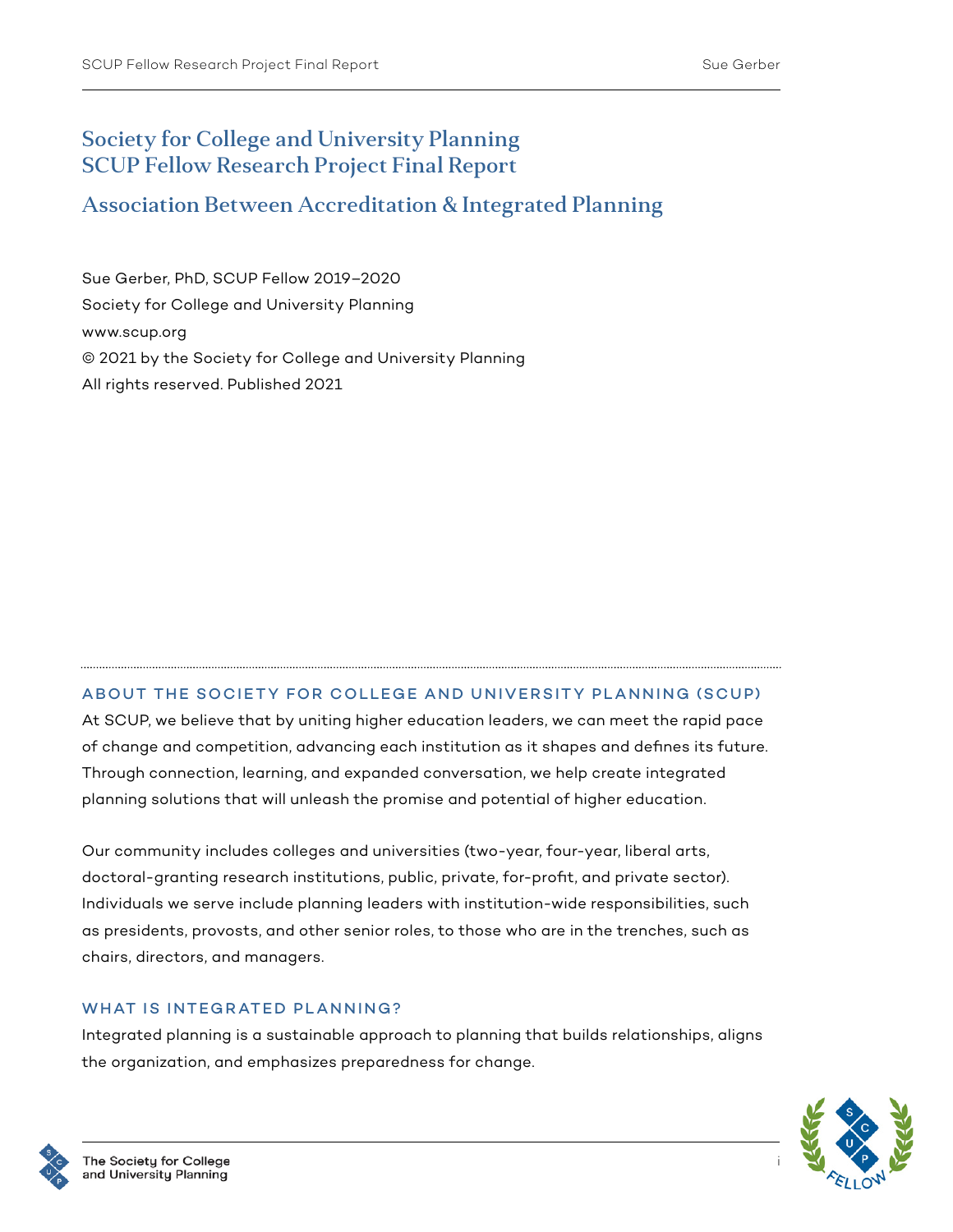# Society for College and University Planning
# SCUP Fellow Research Project Final Report

## Association Between Accreditation & Integrated Planning

Sue Gerber, PhD, SCUP Fellow 2019–2020

Society for College and University Planning

www.scup.org

© 2021 by the Society for College and University Planning

All rights reserved. Published 2021

### ABOUT THE SOCIETY FOR COLLEGE AND UNIVERSITY PLANNING (SCUP)

At SCUP, we believe that by uniting higher education leaders, we can meet the rapid pace of change and competition, advancing each institution as it shapes and defines its future. Through connection, learning, and expanded conversation, we help create integrated planning solutions that will unleash the promise and potential of higher education.

Our community includes colleges and universities (two-year, four-year, liberal arts, doctoral-granting research institutions, public, private, for-profit, and private sector). Individuals we serve include planning leaders with institution-wide responsibilities, such as presidents, provosts, and other senior roles, to those who are in the trenches, such as chairs, directors, and managers.

### WHAT IS INTEGRATED PLANNING?

Integrated planning is a sustainable approach to planning that builds relationships, aligns the organization, and emphasizes preparedness for change.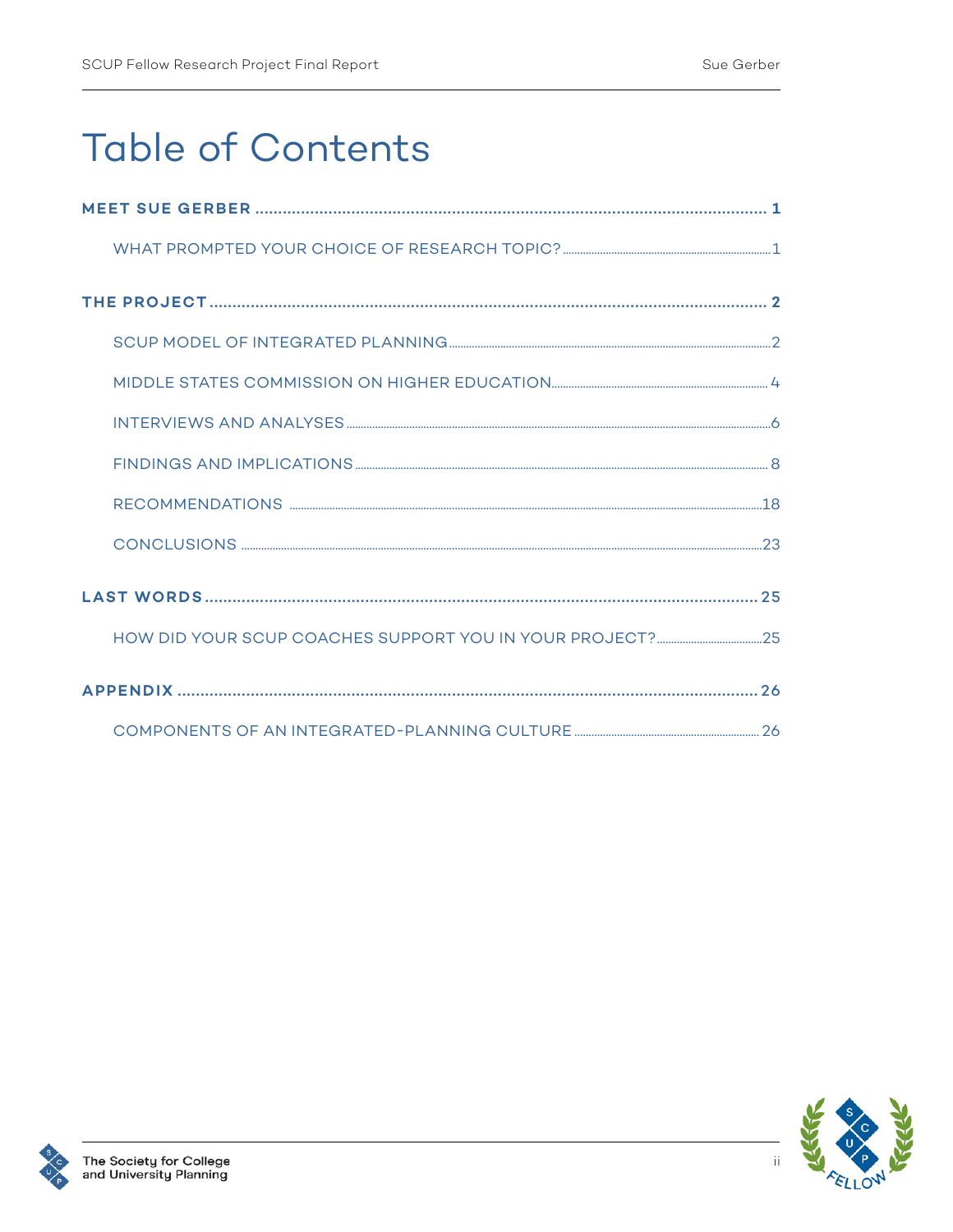# Table of Contents

**MEET SUE GERBER** ........................................ 1

- WHAT PROMPTED YOUR CHOICE OF RESEARCH TOPIC? ........................................ 1

**THE PROJECT** ........................................ 2

- SCUP MODEL OF INTEGRATED PLANNING ........................................ 2
- MIDDLE STATES COMMISSION ON HIGHER EDUCATION ........................................ 4
- INTERVIEWS AND ANALYSES ........................................ 6
- FINDINGS AND IMPLICATIONS ........................................ 8
- RECOMMENDATIONS ........................................ 18
- CONCLUSIONS ........................................ 23

**LAST WORDS** ........................................ 25

- HOW DID YOUR SCUP COACHES SUPPORT YOU IN YOUR PROJECT? ........................................ 25

**APPENDIX** ........................................ 26

- COMPONENTS OF AN INTEGRATED-PLANNING CULTURE ........................................ 26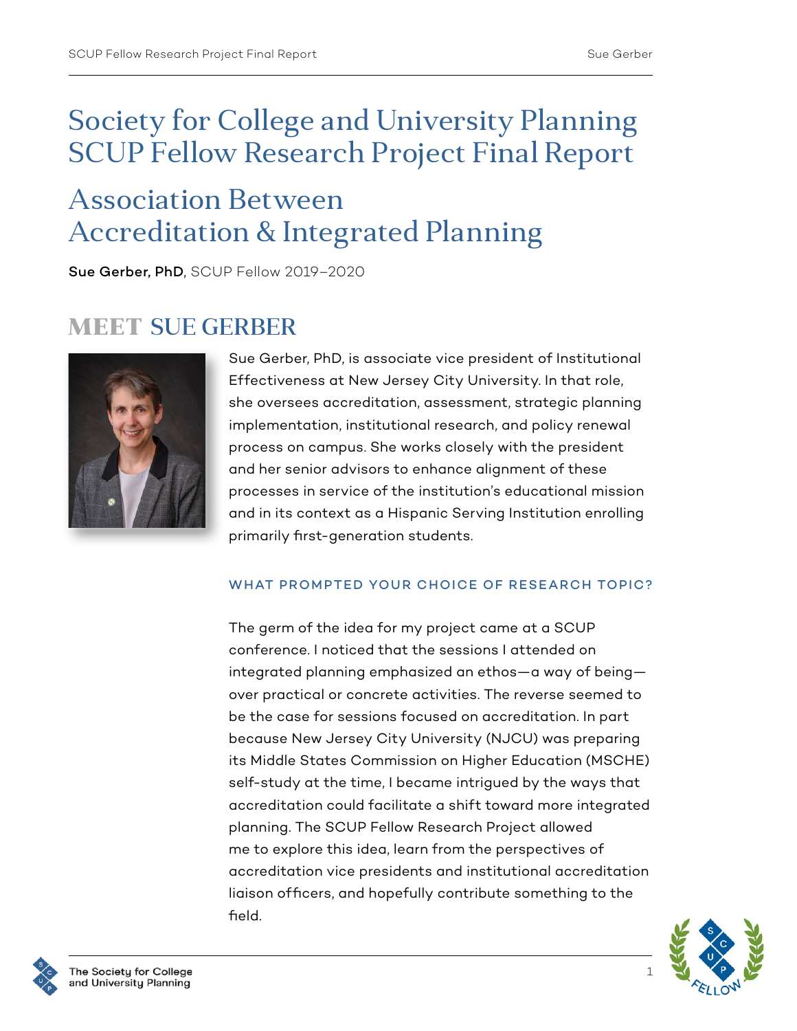# Society for College and University Planning SCUP Fellow Research Project Final Report

# Association Between Accreditation & Integrated Planning

**Sue Gerber, PhD**, SCUP Fellow 2019–2020

## MEET SUE GERBER

Sue Gerber, PhD, is associate vice president of Institutional Effectiveness at New Jersey City University. In that role, she oversees accreditation, assessment, strategic planning implementation, institutional research, and policy renewal process on campus. She works closely with the president and her senior advisors to enhance alignment of these processes in service of the institution's educational mission and in its context as a Hispanic Serving Institution enrolling primarily first-generation students.

### WHAT PROMPTED YOUR CHOICE OF RESEARCH TOPIC?

The germ of the idea for my project came at a SCUP conference. I noticed that the sessions I attended on integrated planning emphasized an ethos—a way of being—over practical or concrete activities. The reverse seemed to be the case for sessions focused on accreditation. In part because New Jersey City University (NJCU) was preparing its Middle States Commission on Higher Education (MSCHE) self-study at the time, I became intrigued by the ways that accreditation could facilitate a shift toward more integrated planning. The SCUP Fellow Research Project allowed me to explore this idea, learn from the perspectives of accreditation vice presidents and institutional accreditation liaison officers, and hopefully contribute something to the field.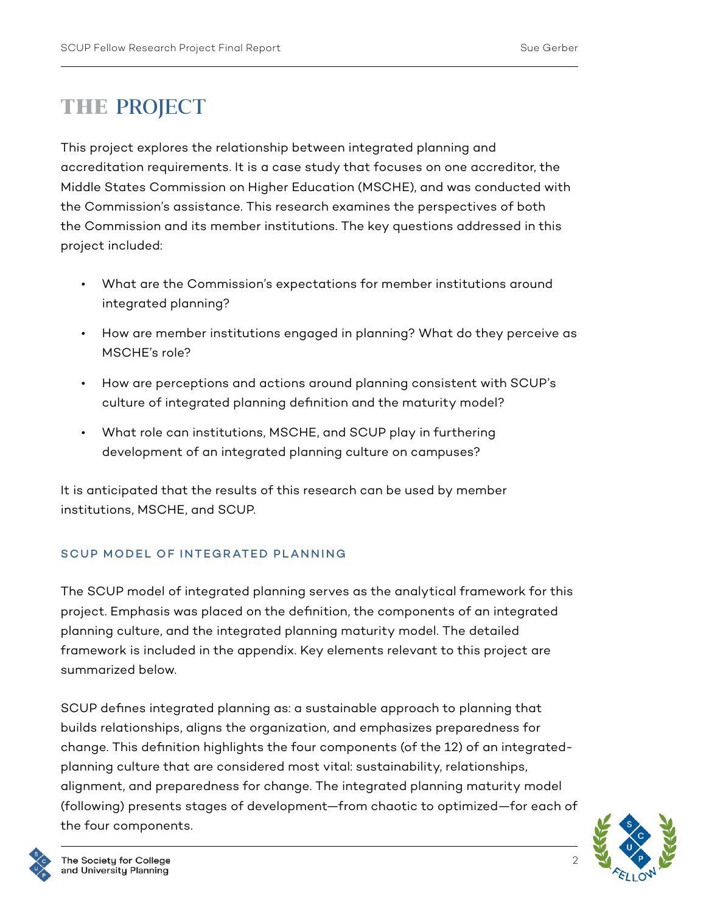# THE PROJECT

This project explores the relationship between integrated planning and accreditation requirements. It is a case study that focuses on one accreditor, the Middle States Commission on Higher Education (MSCHE), and was conducted with the Commission's assistance. This research examines the perspectives of both the Commission and its member institutions. The key questions addressed in this project included:

- What are the Commission's expectations for member institutions around integrated planning?
- How are member institutions engaged in planning? What do they perceive as MSCHE's role?
- How are perceptions and actions around planning consistent with SCUP's culture of integrated planning definition and the maturity model?
- What role can institutions, MSCHE, and SCUP play in furthering development of an integrated planning culture on campuses?

It is anticipated that the results of this research can be used by member institutions, MSCHE, and SCUP.

### SCUP MODEL OF INTEGRATED PLANNING

The SCUP model of integrated planning serves as the analytical framework for this project. Emphasis was placed on the definition, the components of an integrated planning culture, and the integrated planning maturity model. The detailed framework is included in the appendix. Key elements relevant to this project are summarized below.

SCUP defines integrated planning as: a sustainable approach to planning that builds relationships, aligns the organization, and emphasizes preparedness for change. This definition highlights the four components (of the 12) of an integrated-planning culture that are considered most vital: sustainability, relationships, alignment, and preparedness for change. The integrated planning maturity model (following) presents stages of development—from chaotic to optimized—for each of the four components.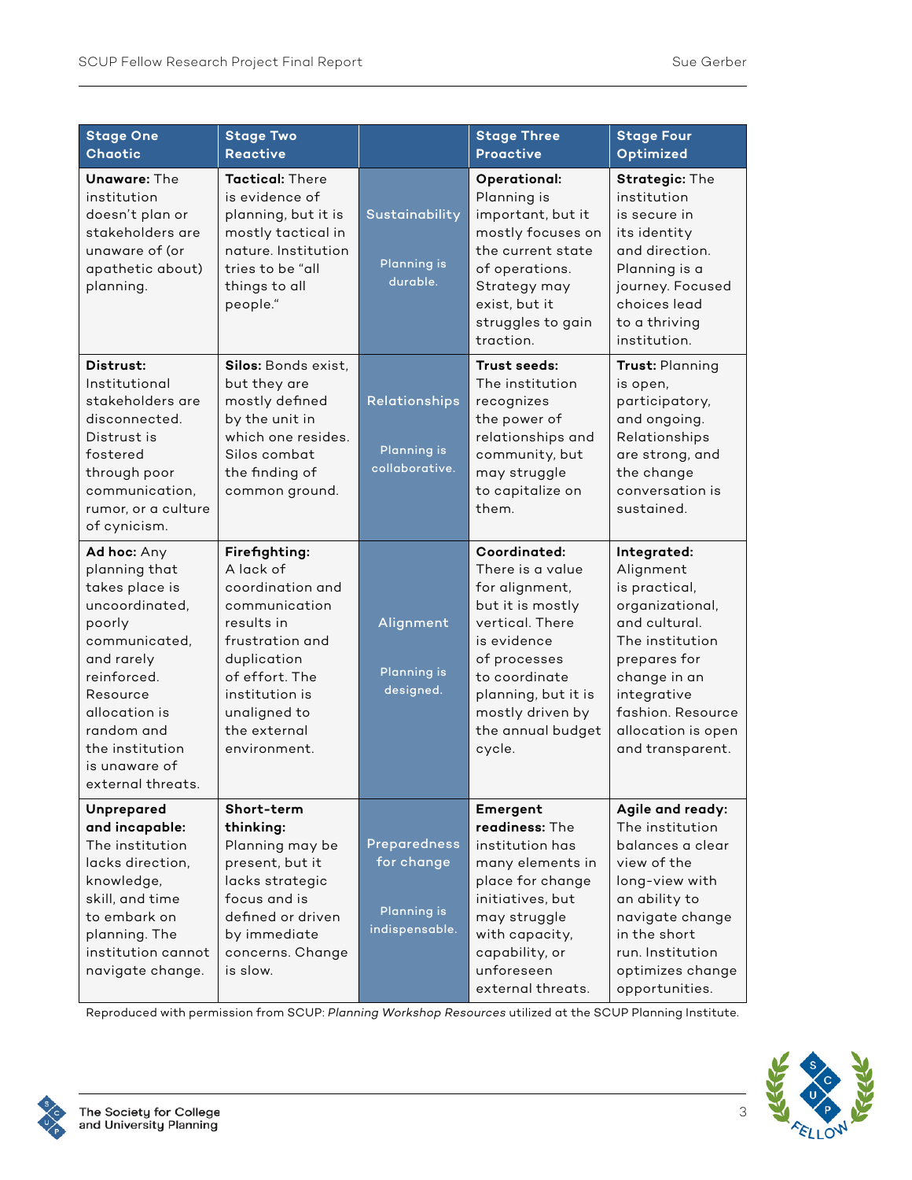| Stage One Chaotic | Stage Two Reactive | | Stage Three Proactive | Stage Four Optimized |
|---|---|---|---|---|
| **Unaware:** The institution doesn't plan or stakeholders are unaware of (or apathetic about) planning. | **Tactical:** There is evidence of planning, but it is mostly tactical in nature. Institution tries to be "all things to all people." | Sustainability<br><br>Planning is durable. | **Operational:** Planning is important, but it mostly focuses on the current state of operations. Strategy may exist, but it struggles to gain traction. | **Strategic:** The institution is secure in its identity and direction. Planning is a journey. Focused choices lead to a thriving institution. |
| **Distrust:** Institutional stakeholders are disconnected. Distrust is fostered through poor communication, rumor, or a culture of cynicism. | **Silos:** Bonds exist, but they are mostly defined by the unit in which one resides. Silos combat the finding of common ground. | Relationships<br><br>Planning is collaborative. | **Trust seeds:** The institution recognizes the power of relationships and community, but may struggle to capitalize on them. | **Trust:** Planning is open, participatory, and ongoing. Relationships are strong, and the change conversation is sustained. |
| **Ad hoc:** Any planning that takes place is uncoordinated, poorly communicated, and rarely reinforced. Resource allocation is random and the institution is unaware of external threats. | **Firefighting:** A lack of coordination and communication results in frustration and duplication of effort. The institution is unaligned to the external environment. | Alignment<br><br>Planning is designed. | **Coordinated:** There is a value for alignment, but it is mostly vertical. There is evidence of processes to coordinate planning, but it is mostly driven by the annual budget cycle. | **Integrated:** Alignment is practical, organizational, and cultural. The institution prepares for change in an integrative fashion. Resource allocation is open and transparent. |
| **Unprepared and incapable:** The institution lacks direction, knowledge, skill, and time to embark on planning. The institution cannot navigate change. | **Short-term thinking:** Planning may be present, but it lacks strategic focus and is defined or driven by immediate concerns. Change is slow. | Preparedness for change<br><br>Planning is indispensable. | **Emergent readiness:** The institution has many elements in place for change initiatives, but may struggle with capacity, capability, or unforeseen external threats. | **Agile and ready:** The institution balances a clear view of the long-view with an ability to navigate change in the short run. Institution optimizes change opportunities. |

Reproduced with permission from SCUP: *Planning Workshop Resources* utilized at the SCUP Planning Institute.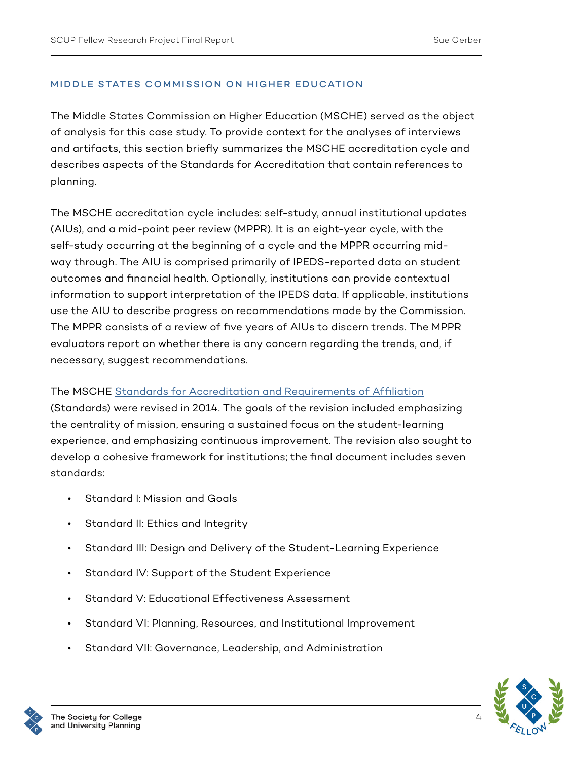## MIDDLE STATES COMMISSION ON HIGHER EDUCATION

The Middle States Commission on Higher Education (MSCHE) served as the object of analysis for this case study. To provide context for the analyses of interviews and artifacts, this section briefly summarizes the MSCHE accreditation cycle and describes aspects of the Standards for Accreditation that contain references to planning.

The MSCHE accreditation cycle includes: self-study, annual institutional updates (AIUs), and a mid-point peer review (MPPR). It is an eight-year cycle, with the self-study occurring at the beginning of a cycle and the MPPR occurring mid-way through. The AIU is comprised primarily of IPEDS-reported data on student outcomes and financial health. Optionally, institutions can provide contextual information to support interpretation of the IPEDS data. If applicable, institutions use the AIU to describe progress on recommendations made by the Commission. The MPPR consists of a review of five years of AIUs to discern trends. The MPPR evaluators report on whether there is any concern regarding the trends, and, if necessary, suggest recommendations.

The MSCHE Standards for Accreditation and Requirements of Affiliation (Standards) were revised in 2014. The goals of the revision included emphasizing the centrality of mission, ensuring a sustained focus on the student-learning experience, and emphasizing continuous improvement. The revision also sought to develop a cohesive framework for institutions; the final document includes seven standards:

- Standard I: Mission and Goals
- Standard II: Ethics and Integrity
- Standard III: Design and Delivery of the Student-Learning Experience
- Standard IV: Support of the Student Experience
- Standard V: Educational Effectiveness Assessment
- Standard VI: Planning, Resources, and Institutional Improvement
- Standard VII: Governance, Leadership, and Administration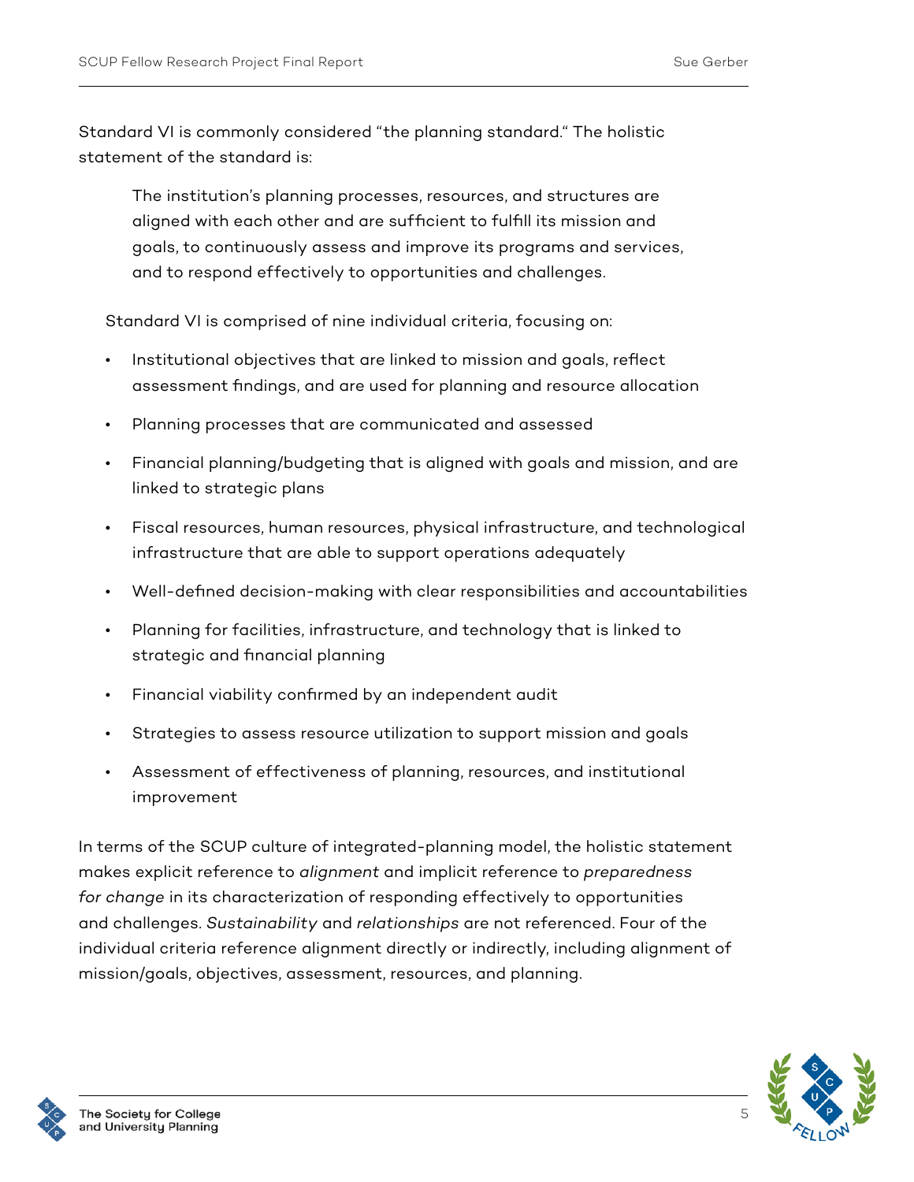Standard VI is commonly considered “the planning standard.“ The holistic statement of the standard is:

> The institution’s planning processes, resources, and structures are aligned with each other and are sufficient to fulfill its mission and goals, to continuously assess and improve its programs and services, and to respond effectively to opportunities and challenges.

Standard VI is comprised of nine individual criteria, focusing on:

- Institutional objectives that are linked to mission and goals, reflect assessment findings, and are used for planning and resource allocation
- Planning processes that are communicated and assessed
- Financial planning/budgeting that is aligned with goals and mission, and are linked to strategic plans
- Fiscal resources, human resources, physical infrastructure, and technological infrastructure that are able to support operations adequately
- Well-defined decision-making with clear responsibilities and accountabilities
- Planning for facilities, infrastructure, and technology that is linked to strategic and financial planning
- Financial viability confirmed by an independent audit
- Strategies to assess resource utilization to support mission and goals
- Assessment of effectiveness of planning, resources, and institutional improvement

In terms of the SCUP culture of integrated-planning model, the holistic statement makes explicit reference to *alignment* and implicit reference to *preparedness for change* in its characterization of responding effectively to opportunities and challenges. *Sustainability* and *relationships* are not referenced. Four of the individual criteria reference alignment directly or indirectly, including alignment of mission/goals, objectives, assessment, resources, and planning.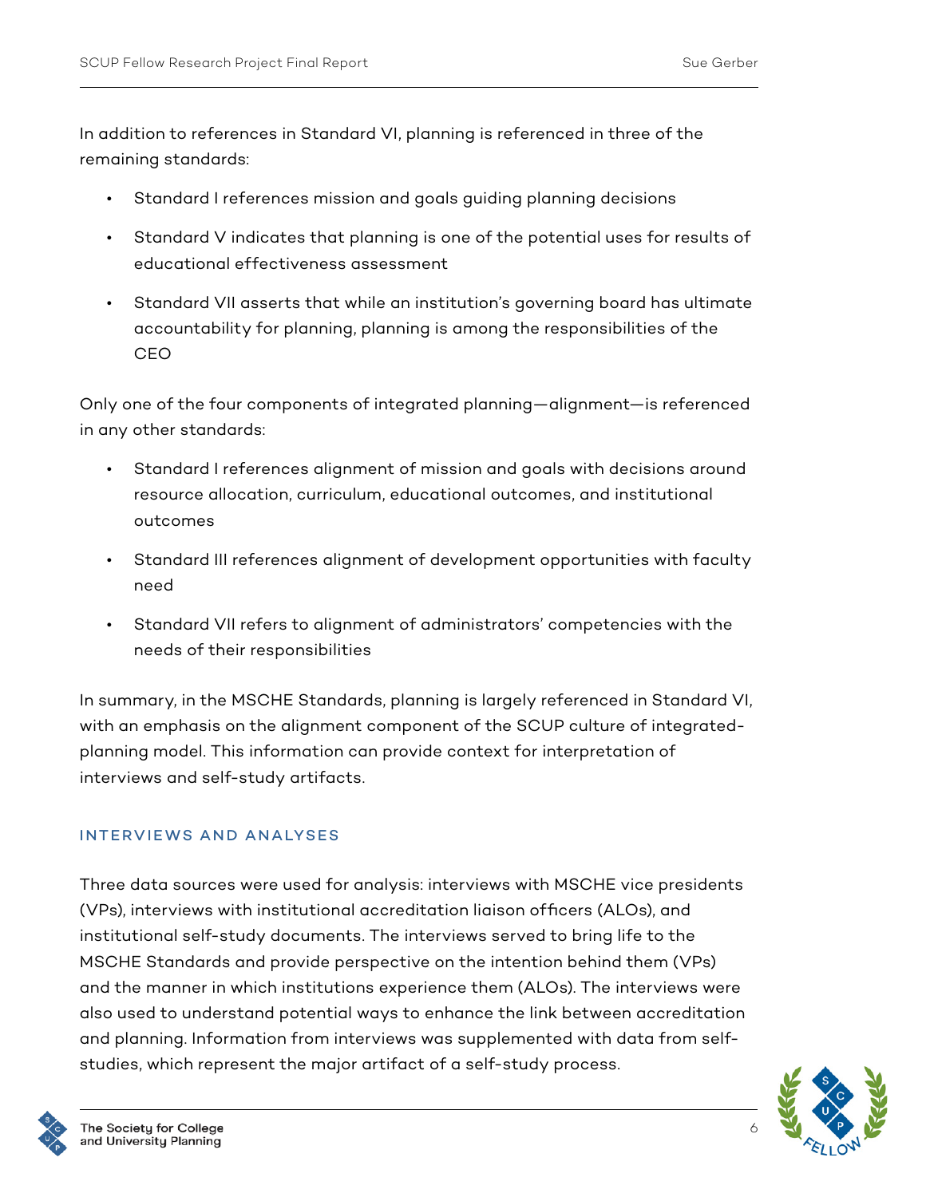In addition to references in Standard VI, planning is referenced in three of the remaining standards:

- Standard I references mission and goals guiding planning decisions
- Standard V indicates that planning is one of the potential uses for results of educational effectiveness assessment
- Standard VII asserts that while an institution's governing board has ultimate accountability for planning, planning is among the responsibilities of the CEO

Only one of the four components of integrated planning—alignment—is referenced in any other standards:

- Standard I references alignment of mission and goals with decisions around resource allocation, curriculum, educational outcomes, and institutional outcomes
- Standard III references alignment of development opportunities with faculty need
- Standard VII refers to alignment of administrators' competencies with the needs of their responsibilities

In summary, in the MSCHE Standards, planning is largely referenced in Standard VI, with an emphasis on the alignment component of the SCUP culture of integrated-planning model. This information can provide context for interpretation of interviews and self-study artifacts.

## INTERVIEWS AND ANALYSES

Three data sources were used for analysis: interviews with MSCHE vice presidents (VPs), interviews with institutional accreditation liaison officers (ALOs), and institutional self-study documents. The interviews served to bring life to the MSCHE Standards and provide perspective on the intention behind them (VPs) and the manner in which institutions experience them (ALOs). The interviews were also used to understand potential ways to enhance the link between accreditation and planning. Information from interviews was supplemented with data from self-studies, which represent the major artifact of a self-study process.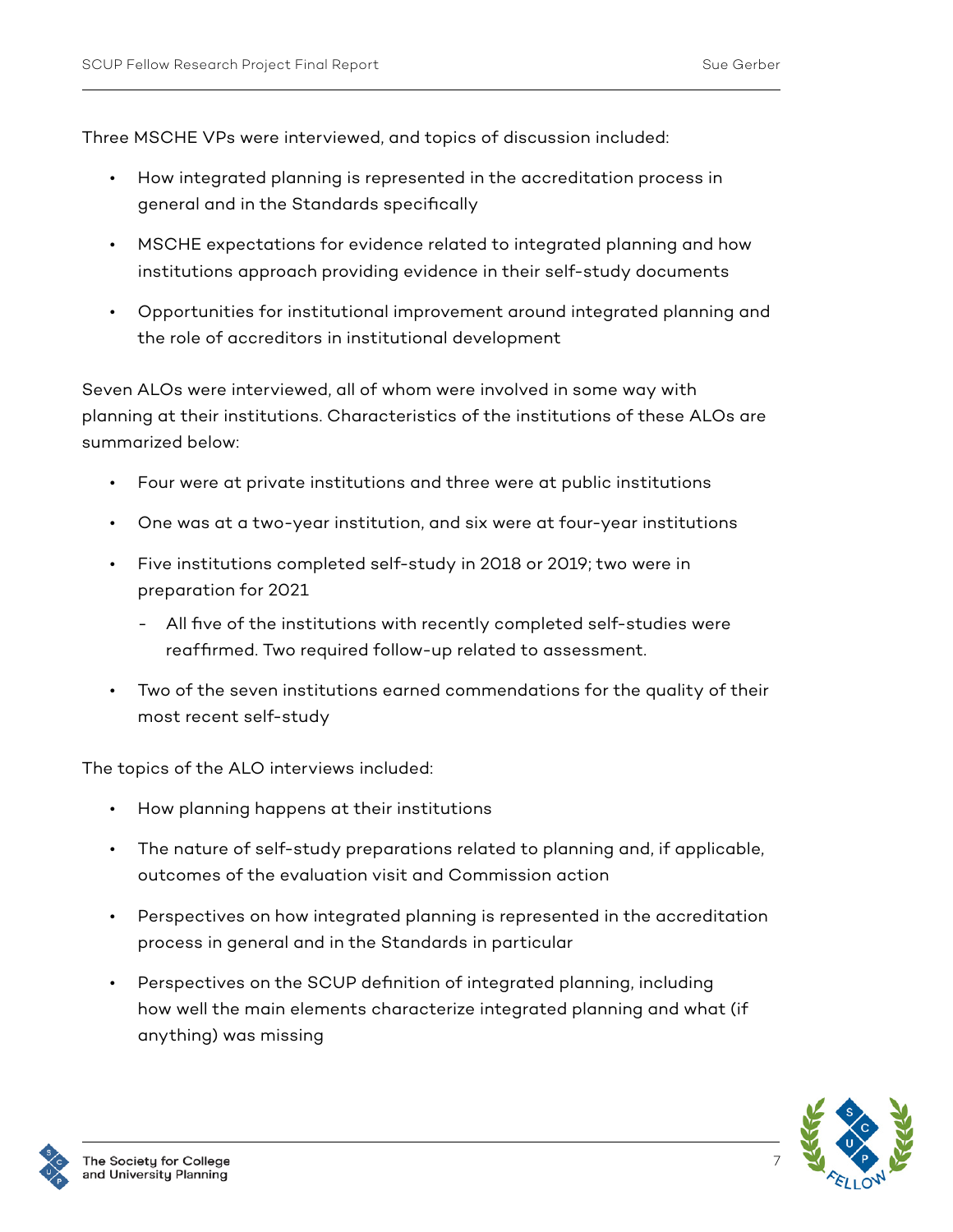Three MSCHE VPs were interviewed, and topics of discussion included:

- How integrated planning is represented in the accreditation process in general and in the Standards specifically
- MSCHE expectations for evidence related to integrated planning and how institutions approach providing evidence in their self-study documents
- Opportunities for institutional improvement around integrated planning and the role of accreditors in institutional development

Seven ALOs were interviewed, all of whom were involved in some way with planning at their institutions. Characteristics of the institutions of these ALOs are summarized below:

- Four were at private institutions and three were at public institutions
- One was at a two-year institution, and six were at four-year institutions
- Five institutions completed self-study in 2018 or 2019; two were in preparation for 2021
    - All five of the institutions with recently completed self-studies were reaffirmed. Two required follow-up related to assessment.
- Two of the seven institutions earned commendations for the quality of their most recent self-study

The topics of the ALO interviews included:

- How planning happens at their institutions
- The nature of self-study preparations related to planning and, if applicable, outcomes of the evaluation visit and Commission action
- Perspectives on how integrated planning is represented in the accreditation process in general and in the Standards in particular
- Perspectives on the SCUP definition of integrated planning, including how well the main elements characterize integrated planning and what (if anything) was missing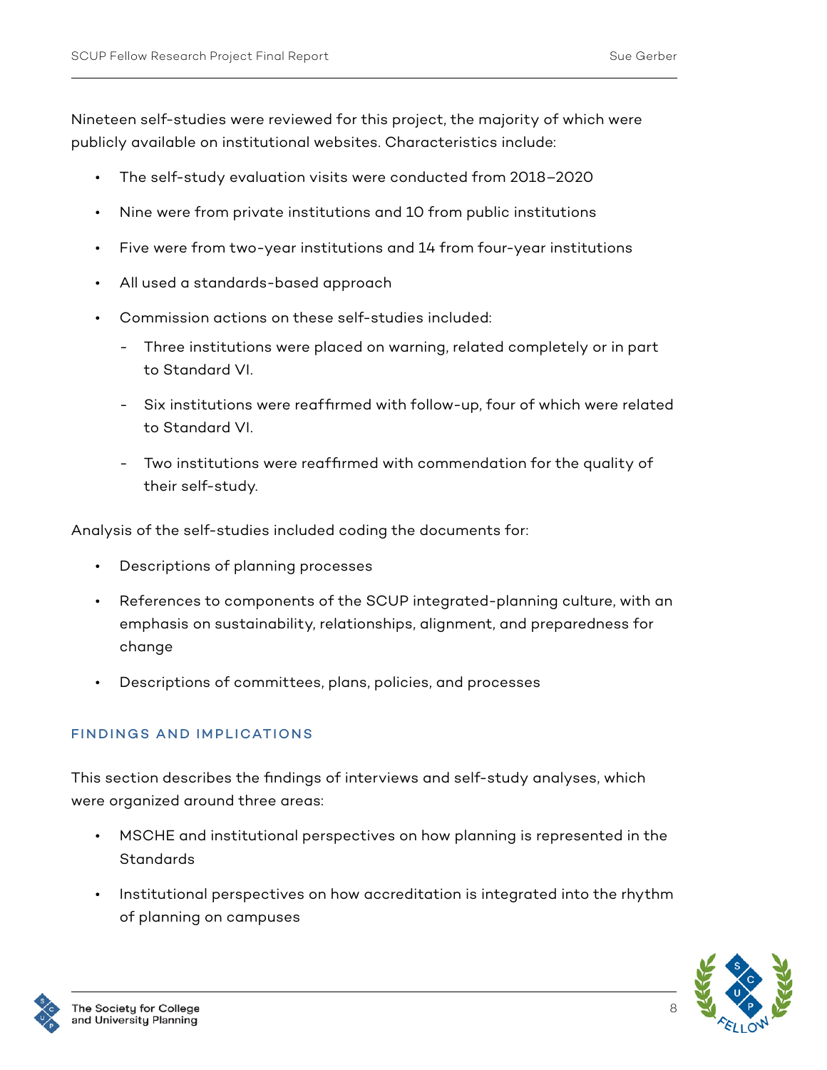Nineteen self-studies were reviewed for this project, the majority of which were publicly available on institutional websites. Characteristics include:

- The self-study evaluation visits were conducted from 2018–2020
- Nine were from private institutions and 10 from public institutions
- Five were from two-year institutions and 14 from four-year institutions
- All used a standards-based approach
- Commission actions on these self-studies included:
  - Three institutions were placed on warning, related completely or in part to Standard VI.
  - Six institutions were reaffirmed with follow-up, four of which were related to Standard VI.
  - Two institutions were reaffirmed with commendation for the quality of their self-study.

Analysis of the self-studies included coding the documents for:

- Descriptions of planning processes
- References to components of the SCUP integrated-planning culture, with an emphasis on sustainability, relationships, alignment, and preparedness for change
- Descriptions of committees, plans, policies, and processes

## FINDINGS AND IMPLICATIONS

This section describes the findings of interviews and self-study analyses, which were organized around three areas:

- MSCHE and institutional perspectives on how planning is represented in the Standards
- Institutional perspectives on how accreditation is integrated into the rhythm of planning on campuses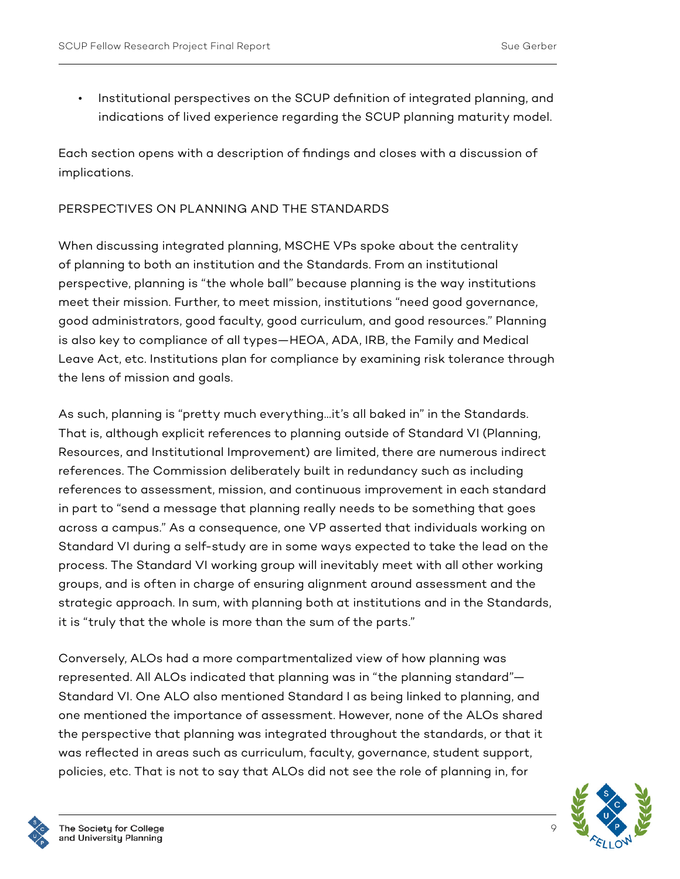- Institutional perspectives on the SCUP definition of integrated planning, and indications of lived experience regarding the SCUP planning maturity model.

Each section opens with a description of findings and closes with a discussion of implications.

## PERSPECTIVES ON PLANNING AND THE STANDARDS

When discussing integrated planning, MSCHE VPs spoke about the centrality of planning to both an institution and the Standards. From an institutional perspective, planning is "the whole ball" because planning is the way institutions meet their mission. Further, to meet mission, institutions "need good governance, good administrators, good faculty, good curriculum, and good resources." Planning is also key to compliance of all types—HEOA, ADA, IRB, the Family and Medical Leave Act, etc. Institutions plan for compliance by examining risk tolerance through the lens of mission and goals.

As such, planning is "pretty much everything…it's all baked in" in the Standards. That is, although explicit references to planning outside of Standard VI (Planning, Resources, and Institutional Improvement) are limited, there are numerous indirect references. The Commission deliberately built in redundancy such as including references to assessment, mission, and continuous improvement in each standard in part to "send a message that planning really needs to be something that goes across a campus." As a consequence, one VP asserted that individuals working on Standard VI during a self-study are in some ways expected to take the lead on the process. The Standard VI working group will inevitably meet with all other working groups, and is often in charge of ensuring alignment around assessment and the strategic approach. In sum, with planning both at institutions and in the Standards, it is "truly that the whole is more than the sum of the parts."

Conversely, ALOs had a more compartmentalized view of how planning was represented. All ALOs indicated that planning was in "the planning standard"—Standard VI. One ALO also mentioned Standard I as being linked to planning, and one mentioned the importance of assessment. However, none of the ALOs shared the perspective that planning was integrated throughout the standards, or that it was reflected in areas such as curriculum, faculty, governance, student support, policies, etc. That is not to say that ALOs did not see the role of planning in, for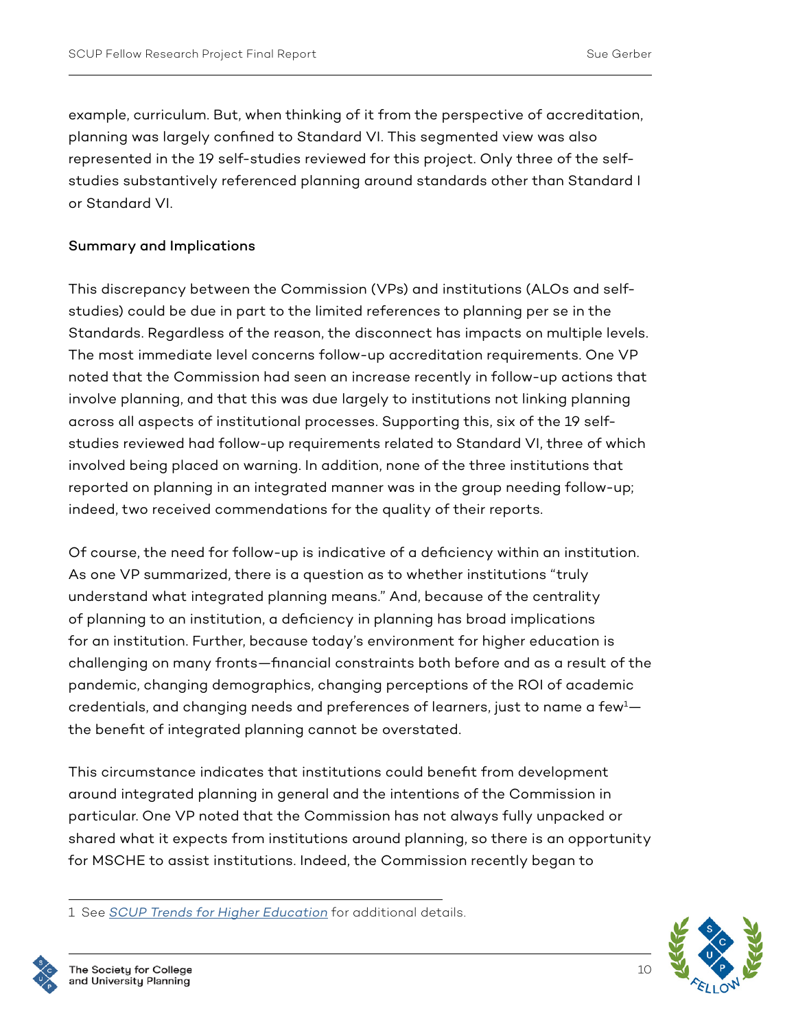example, curriculum. But, when thinking of it from the perspective of accreditation, planning was largely confined to Standard VI. This segmented view was also represented in the 19 self-studies reviewed for this project. Only three of the self-studies substantively referenced planning around standards other than Standard I or Standard VI.

**Summary and Implications**

This discrepancy between the Commission (VPs) and institutions (ALOs and self-studies) could be due in part to the limited references to planning per se in the Standards. Regardless of the reason, the disconnect has impacts on multiple levels. The most immediate level concerns follow-up accreditation requirements. One VP noted that the Commission had seen an increase recently in follow-up actions that involve planning, and that this was due largely to institutions not linking planning across all aspects of institutional processes. Supporting this, six of the 19 self-studies reviewed had follow-up requirements related to Standard VI, three of which involved being placed on warning. In addition, none of the three institutions that reported on planning in an integrated manner was in the group needing follow-up; indeed, two received commendations for the quality of their reports.

Of course, the need for follow-up is indicative of a deficiency within an institution. As one VP summarized, there is a question as to whether institutions "truly understand what integrated planning means." And, because of the centrality of planning to an institution, a deficiency in planning has broad implications for an institution. Further, because today's environment for higher education is challenging on many fronts—financial constraints both before and as a result of the pandemic, changing demographics, changing perceptions of the ROI of academic credentials, and changing needs and preferences of learners, just to name a few[1]—the benefit of integrated planning cannot be overstated.

This circumstance indicates that institutions could benefit from development around integrated planning in general and the intentions of the Commission in particular. One VP noted that the Commission has not always fully unpacked or shared what it expects from institutions around planning, so there is an opportunity for MSCHE to assist institutions. Indeed, the Commission recently began to

1 See *SCUP Trends for Higher Education* for additional details.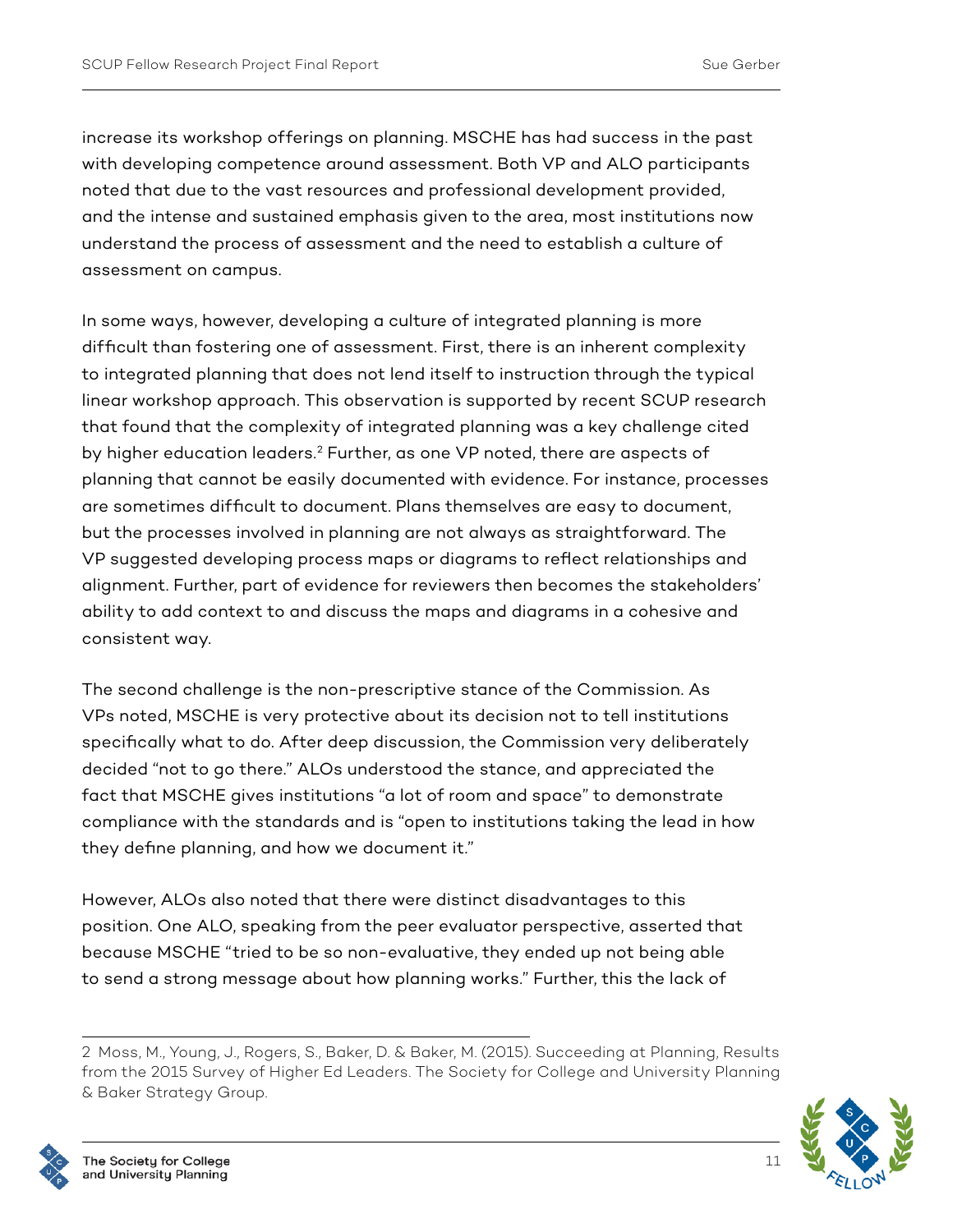increase its workshop offerings on planning. MSCHE has had success in the past with developing competence around assessment. Both VP and ALO participants noted that due to the vast resources and professional development provided, and the intense and sustained emphasis given to the area, most institutions now understand the process of assessment and the need to establish a culture of assessment on campus.

In some ways, however, developing a culture of integrated planning is more difficult than fostering one of assessment. First, there is an inherent complexity to integrated planning that does not lend itself to instruction through the typical linear workshop approach. This observation is supported by recent SCUP research that found that the complexity of integrated planning was a key challenge cited by higher education leaders.[2] Further, as one VP noted, there are aspects of planning that cannot be easily documented with evidence. For instance, processes are sometimes difficult to document. Plans themselves are easy to document, but the processes involved in planning are not always as straightforward. The VP suggested developing process maps or diagrams to reflect relationships and alignment. Further, part of evidence for reviewers then becomes the stakeholders' ability to add context to and discuss the maps and diagrams in a cohesive and consistent way.

The second challenge is the non-prescriptive stance of the Commission. As VPs noted, MSCHE is very protective about its decision not to tell institutions specifically what to do. After deep discussion, the Commission very deliberately decided "not to go there." ALOs understood the stance, and appreciated the fact that MSCHE gives institutions "a lot of room and space" to demonstrate compliance with the standards and is "open to institutions taking the lead in how they define planning, and how we document it."

However, ALOs also noted that there were distinct disadvantages to this position. One ALO, speaking from the peer evaluator perspective, asserted that because MSCHE "tried to be so non-evaluative, they ended up not being able to send a strong message about how planning works." Further, this the lack of

---

2 Moss, M., Young, J., Rogers, S., Baker, D. & Baker, M. (2015). Succeeding at Planning, Results from the 2015 Survey of Higher Ed Leaders. The Society for College and University Planning & Baker Strategy Group.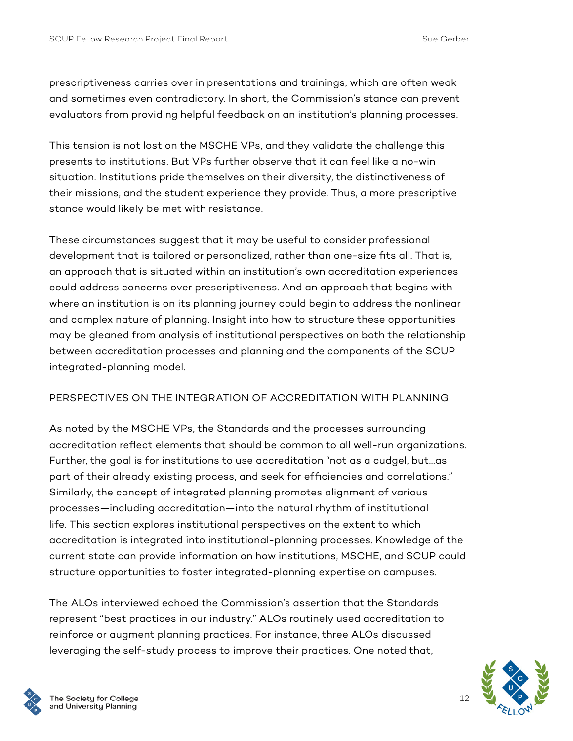prescriptiveness carries over in presentations and trainings, which are often weak and sometimes even contradictory. In short, the Commission's stance can prevent evaluators from providing helpful feedback on an institution's planning processes.

This tension is not lost on the MSCHE VPs, and they validate the challenge this presents to institutions. But VPs further observe that it can feel like a no-win situation. Institutions pride themselves on their diversity, the distinctiveness of their missions, and the student experience they provide. Thus, a more prescriptive stance would likely be met with resistance.

These circumstances suggest that it may be useful to consider professional development that is tailored or personalized, rather than one-size fits all. That is, an approach that is situated within an institution's own accreditation experiences could address concerns over prescriptiveness. And an approach that begins with where an institution is on its planning journey could begin to address the nonlinear and complex nature of planning. Insight into how to structure these opportunities may be gleaned from analysis of institutional perspectives on both the relationship between accreditation processes and planning and the components of the SCUP integrated-planning model.

## PERSPECTIVES ON THE INTEGRATION OF ACCREDITATION WITH PLANNING

As noted by the MSCHE VPs, the Standards and the processes surrounding accreditation reflect elements that should be common to all well-run organizations. Further, the goal is for institutions to use accreditation "not as a cudgel, but…as part of their already existing process, and seek for efficiencies and correlations." Similarly, the concept of integrated planning promotes alignment of various processes—including accreditation—into the natural rhythm of institutional life. This section explores institutional perspectives on the extent to which accreditation is integrated into institutional-planning processes. Knowledge of the current state can provide information on how institutions, MSCHE, and SCUP could structure opportunities to foster integrated-planning expertise on campuses.

The ALOs interviewed echoed the Commission's assertion that the Standards represent "best practices in our industry." ALOs routinely used accreditation to reinforce or augment planning practices. For instance, three ALOs discussed leveraging the self-study process to improve their practices. One noted that,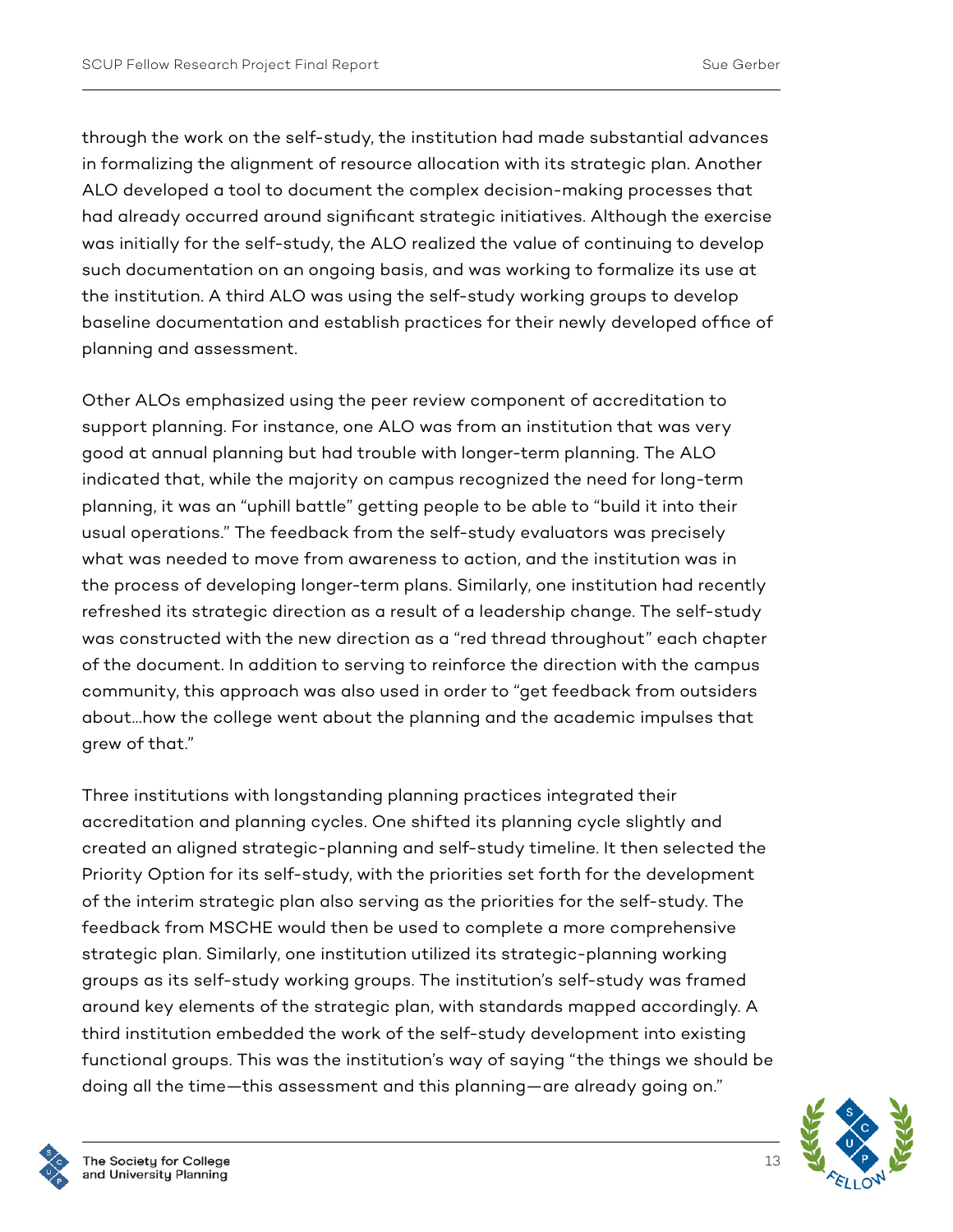through the work on the self-study, the institution had made substantial advances in formalizing the alignment of resource allocation with its strategic plan. Another ALO developed a tool to document the complex decision-making processes that had already occurred around significant strategic initiatives. Although the exercise was initially for the self-study, the ALO realized the value of continuing to develop such documentation on an ongoing basis, and was working to formalize its use at the institution. A third ALO was using the self-study working groups to develop baseline documentation and establish practices for their newly developed office of planning and assessment.

Other ALOs emphasized using the peer review component of accreditation to support planning. For instance, one ALO was from an institution that was very good at annual planning but had trouble with longer-term planning. The ALO indicated that, while the majority on campus recognized the need for long-term planning, it was an "uphill battle" getting people to be able to "build it into their usual operations." The feedback from the self-study evaluators was precisely what was needed to move from awareness to action, and the institution was in the process of developing longer-term plans. Similarly, one institution had recently refreshed its strategic direction as a result of a leadership change. The self-study was constructed with the new direction as a "red thread throughout" each chapter of the document. In addition to serving to reinforce the direction with the campus community, this approach was also used in order to "get feedback from outsiders about…how the college went about the planning and the academic impulses that grew of that."

Three institutions with longstanding planning practices integrated their accreditation and planning cycles. One shifted its planning cycle slightly and created an aligned strategic-planning and self-study timeline. It then selected the Priority Option for its self-study, with the priorities set forth for the development of the interim strategic plan also serving as the priorities for the self-study. The feedback from MSCHE would then be used to complete a more comprehensive strategic plan. Similarly, one institution utilized its strategic-planning working groups as its self-study working groups. The institution's self-study was framed around key elements of the strategic plan, with standards mapped accordingly. A third institution embedded the work of the self-study development into existing functional groups. This was the institution's way of saying "the things we should be doing all the time—this assessment and this planning—are already going on."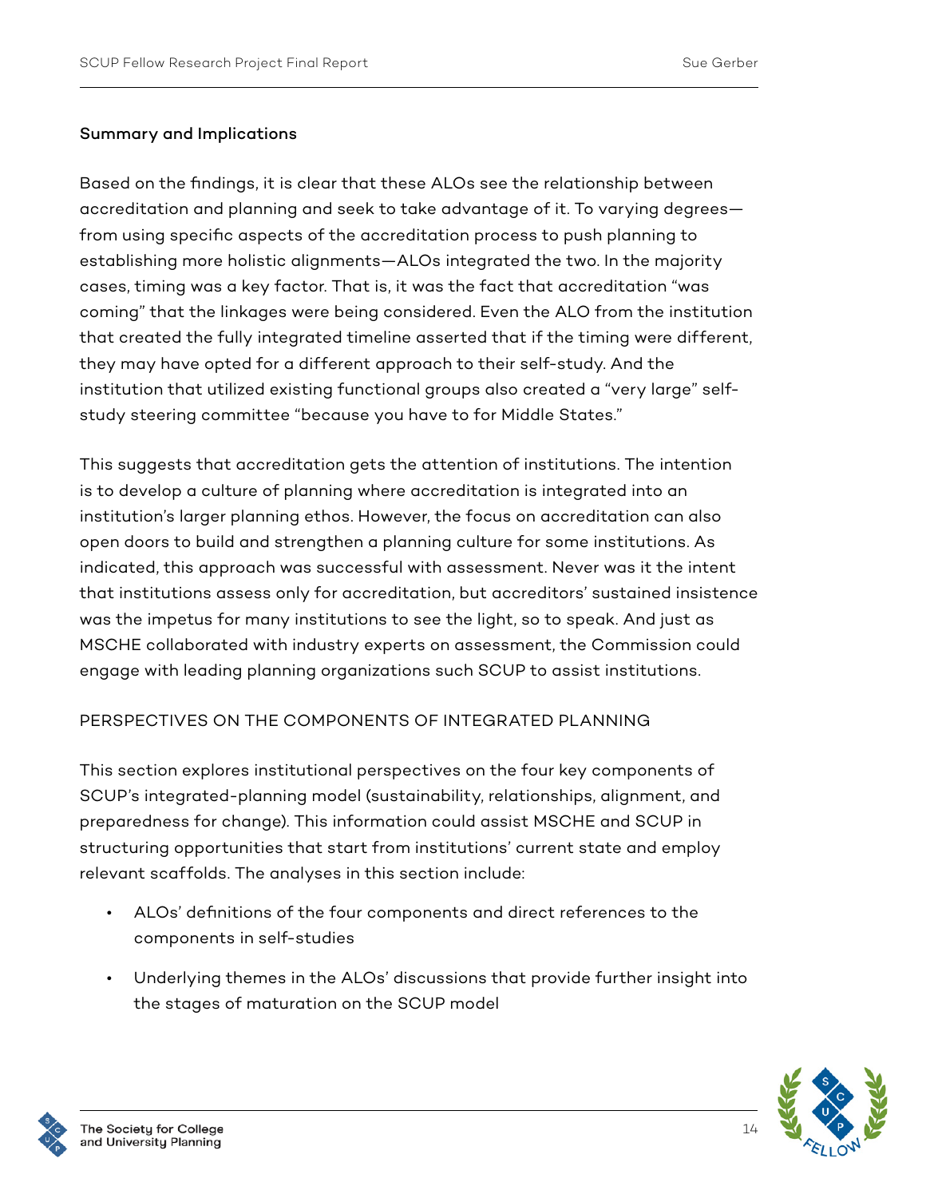### Summary and Implications

Based on the findings, it is clear that these ALOs see the relationship between accreditation and planning and seek to take advantage of it. To varying degrees—from using specific aspects of the accreditation process to push planning to establishing more holistic alignments—ALOs integrated the two. In the majority cases, timing was a key factor. That is, it was the fact that accreditation "was coming" that the linkages were being considered. Even the ALO from the institution that created the fully integrated timeline asserted that if the timing were different, they may have opted for a different approach to their self-study. And the institution that utilized existing functional groups also created a "very large" self-study steering committee "because you have to for Middle States."

This suggests that accreditation gets the attention of institutions. The intention is to develop a culture of planning where accreditation is integrated into an institution's larger planning ethos. However, the focus on accreditation can also open doors to build and strengthen a planning culture for some institutions. As indicated, this approach was successful with assessment. Never was it the intent that institutions assess only for accreditation, but accreditors' sustained insistence was the impetus for many institutions to see the light, so to speak. And just as MSCHE collaborated with industry experts on assessment, the Commission could engage with leading planning organizations such SCUP to assist institutions.

## PERSPECTIVES ON THE COMPONENTS OF INTEGRATED PLANNING

This section explores institutional perspectives on the four key components of SCUP's integrated-planning model (sustainability, relationships, alignment, and preparedness for change). This information could assist MSCHE and SCUP in structuring opportunities that start from institutions' current state and employ relevant scaffolds. The analyses in this section include:

- ALOs' definitions of the four components and direct references to the components in self-studies
- Underlying themes in the ALOs' discussions that provide further insight into the stages of maturation on the SCUP model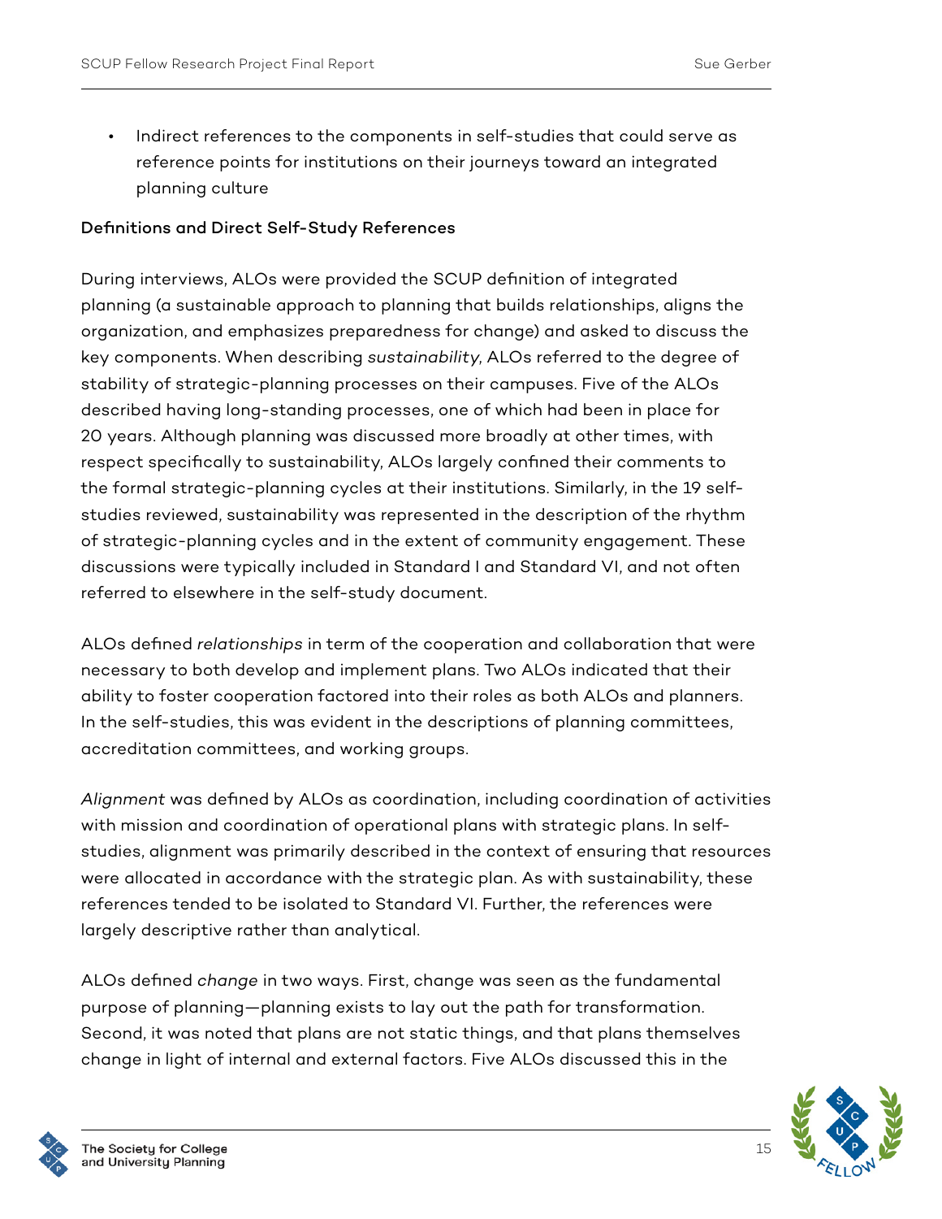- Indirect references to the components in self-studies that could serve as reference points for institutions on their journeys toward an integrated planning culture

**Definitions and Direct Self-Study References**

During interviews, ALOs were provided the SCUP definition of integrated planning (a sustainable approach to planning that builds relationships, aligns the organization, and emphasizes preparedness for change) and asked to discuss the key components. When describing *sustainability*, ALOs referred to the degree of stability of strategic-planning processes on their campuses. Five of the ALOs described having long-standing processes, one of which had been in place for 20 years. Although planning was discussed more broadly at other times, with respect specifically to sustainability, ALOs largely confined their comments to the formal strategic-planning cycles at their institutions. Similarly, in the 19 self-studies reviewed, sustainability was represented in the description of the rhythm of strategic-planning cycles and in the extent of community engagement. These discussions were typically included in Standard I and Standard VI, and not often referred to elsewhere in the self-study document.

ALOs defined *relationships* in term of the cooperation and collaboration that were necessary to both develop and implement plans. Two ALOs indicated that their ability to foster cooperation factored into their roles as both ALOs and planners. In the self-studies, this was evident in the descriptions of planning committees, accreditation committees, and working groups.

*Alignment* was defined by ALOs as coordination, including coordination of activities with mission and coordination of operational plans with strategic plans. In self-studies, alignment was primarily described in the context of ensuring that resources were allocated in accordance with the strategic plan. As with sustainability, these references tended to be isolated to Standard VI. Further, the references were largely descriptive rather than analytical.

ALOs defined *change* in two ways. First, change was seen as the fundamental purpose of planning—planning exists to lay out the path for transformation. Second, it was noted that plans are not static things, and that plans themselves change in light of internal and external factors. Five ALOs discussed this in the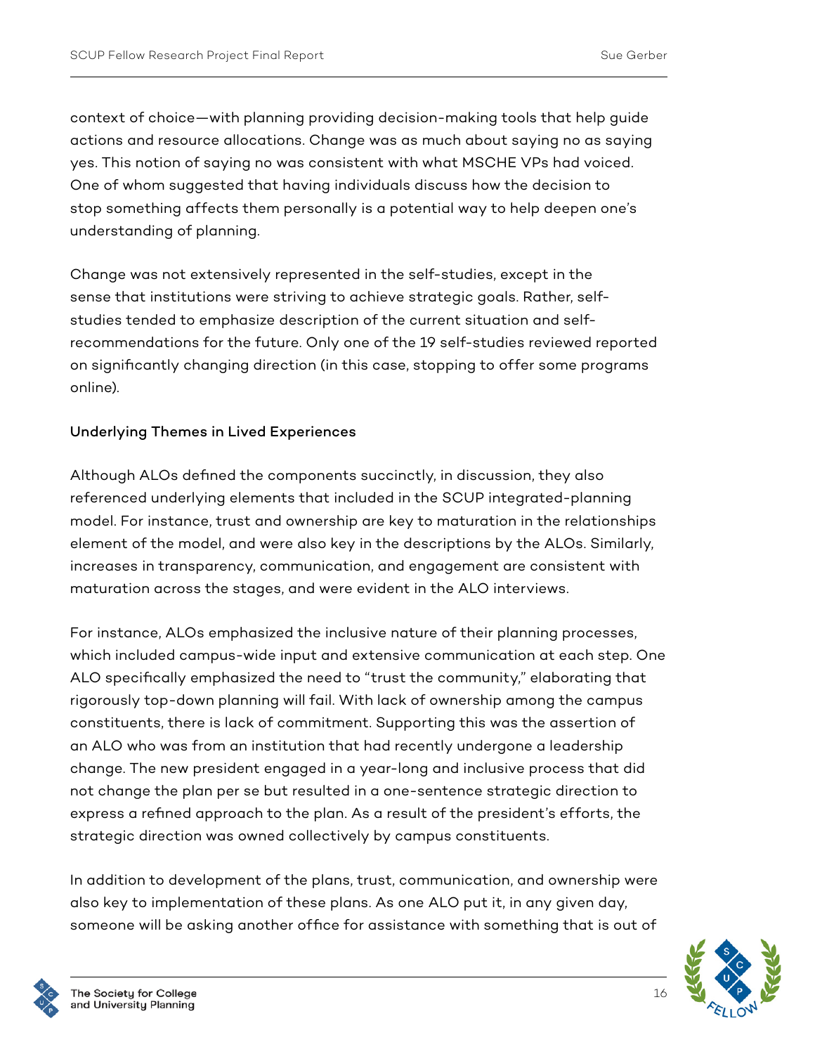context of choice—with planning providing decision-making tools that help guide actions and resource allocations. Change was as much about saying no as saying yes. This notion of saying no was consistent with what MSCHE VPs had voiced. One of whom suggested that having individuals discuss how the decision to stop something affects them personally is a potential way to help deepen one's understanding of planning.

Change was not extensively represented in the self-studies, except in the sense that institutions were striving to achieve strategic goals. Rather, self-studies tended to emphasize description of the current situation and self-recommendations for the future. Only one of the 19 self-studies reviewed reported on significantly changing direction (in this case, stopping to offer some programs online).

### Underlying Themes in Lived Experiences

Although ALOs defined the components succinctly, in discussion, they also referenced underlying elements that included in the SCUP integrated-planning model. For instance, trust and ownership are key to maturation in the relationships element of the model, and were also key in the descriptions by the ALOs. Similarly, increases in transparency, communication, and engagement are consistent with maturation across the stages, and were evident in the ALO interviews.

For instance, ALOs emphasized the inclusive nature of their planning processes, which included campus-wide input and extensive communication at each step. One ALO specifically emphasized the need to "trust the community," elaborating that rigorously top-down planning will fail. With lack of ownership among the campus constituents, there is lack of commitment. Supporting this was the assertion of an ALO who was from an institution that had recently undergone a leadership change. The new president engaged in a year-long and inclusive process that did not change the plan per se but resulted in a one-sentence strategic direction to express a refined approach to the plan. As a result of the president's efforts, the strategic direction was owned collectively by campus constituents.

In addition to development of the plans, trust, communication, and ownership were also key to implementation of these plans. As one ALO put it, in any given day, someone will be asking another office for assistance with something that is out of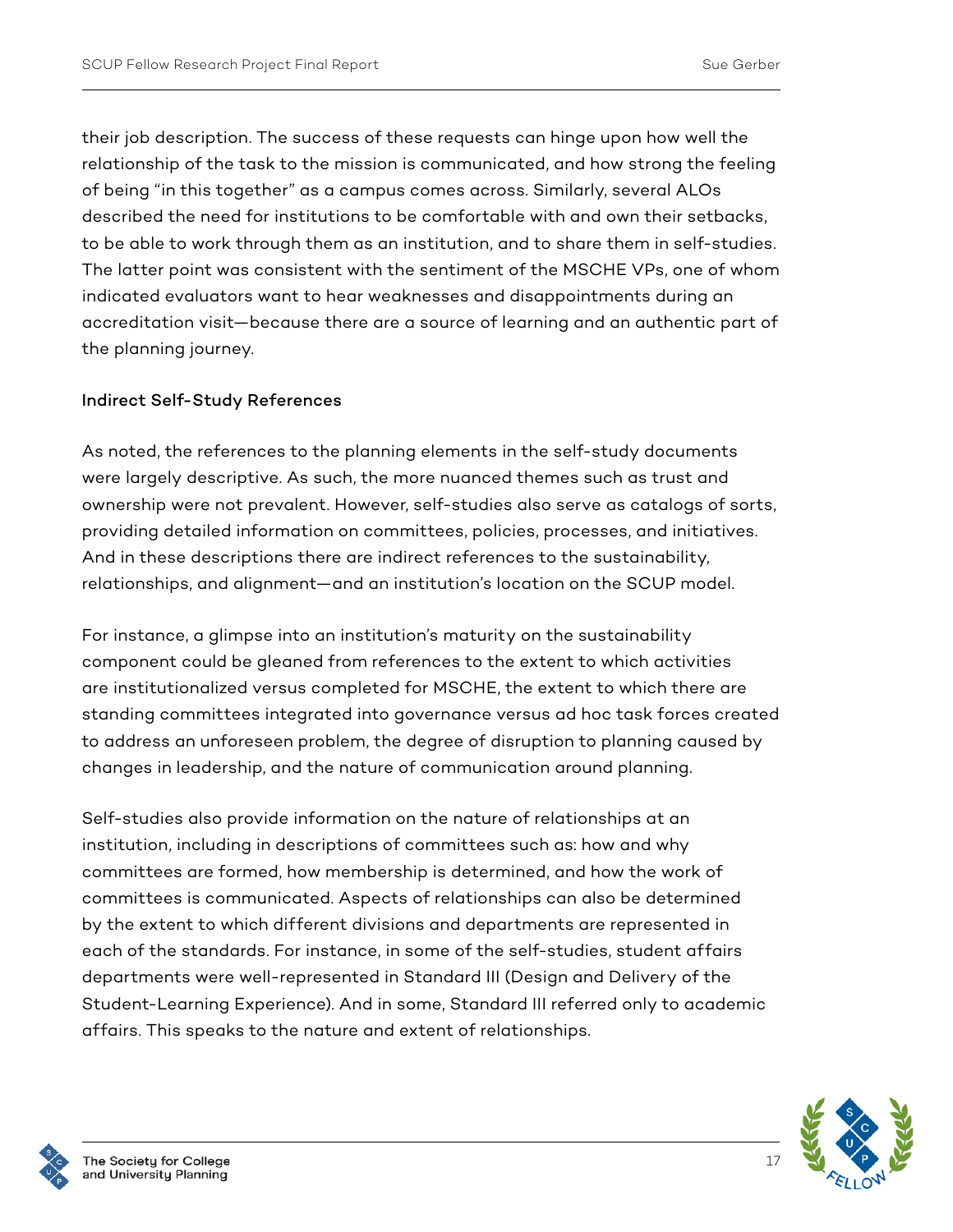their job description. The success of these requests can hinge upon how well the relationship of the task to the mission is communicated, and how strong the feeling of being "in this together" as a campus comes across. Similarly, several ALOs described the need for institutions to be comfortable with and own their setbacks, to be able to work through them as an institution, and to share them in self-studies. The latter point was consistent with the sentiment of the MSCHE VPs, one of whom indicated evaluators want to hear weaknesses and disappointments during an accreditation visit—because there are a source of learning and an authentic part of the planning journey.

### Indirect Self-Study References

As noted, the references to the planning elements in the self-study documents were largely descriptive. As such, the more nuanced themes such as trust and ownership were not prevalent. However, self-studies also serve as catalogs of sorts, providing detailed information on committees, policies, processes, and initiatives. And in these descriptions there are indirect references to the sustainability, relationships, and alignment—and an institution's location on the SCUP model.

For instance, a glimpse into an institution's maturity on the sustainability component could be gleaned from references to the extent to which activities are institutionalized versus completed for MSCHE, the extent to which there are standing committees integrated into governance versus ad hoc task forces created to address an unforeseen problem, the degree of disruption to planning caused by changes in leadership, and the nature of communication around planning.

Self-studies also provide information on the nature of relationships at an institution, including in descriptions of committees such as: how and why committees are formed, how membership is determined, and how the work of committees is communicated. Aspects of relationships can also be determined by the extent to which different divisions and departments are represented in each of the standards. For instance, in some of the self-studies, student affairs departments were well-represented in Standard III (Design and Delivery of the Student-Learning Experience). And in some, Standard III referred only to academic affairs. This speaks to the nature and extent of relationships.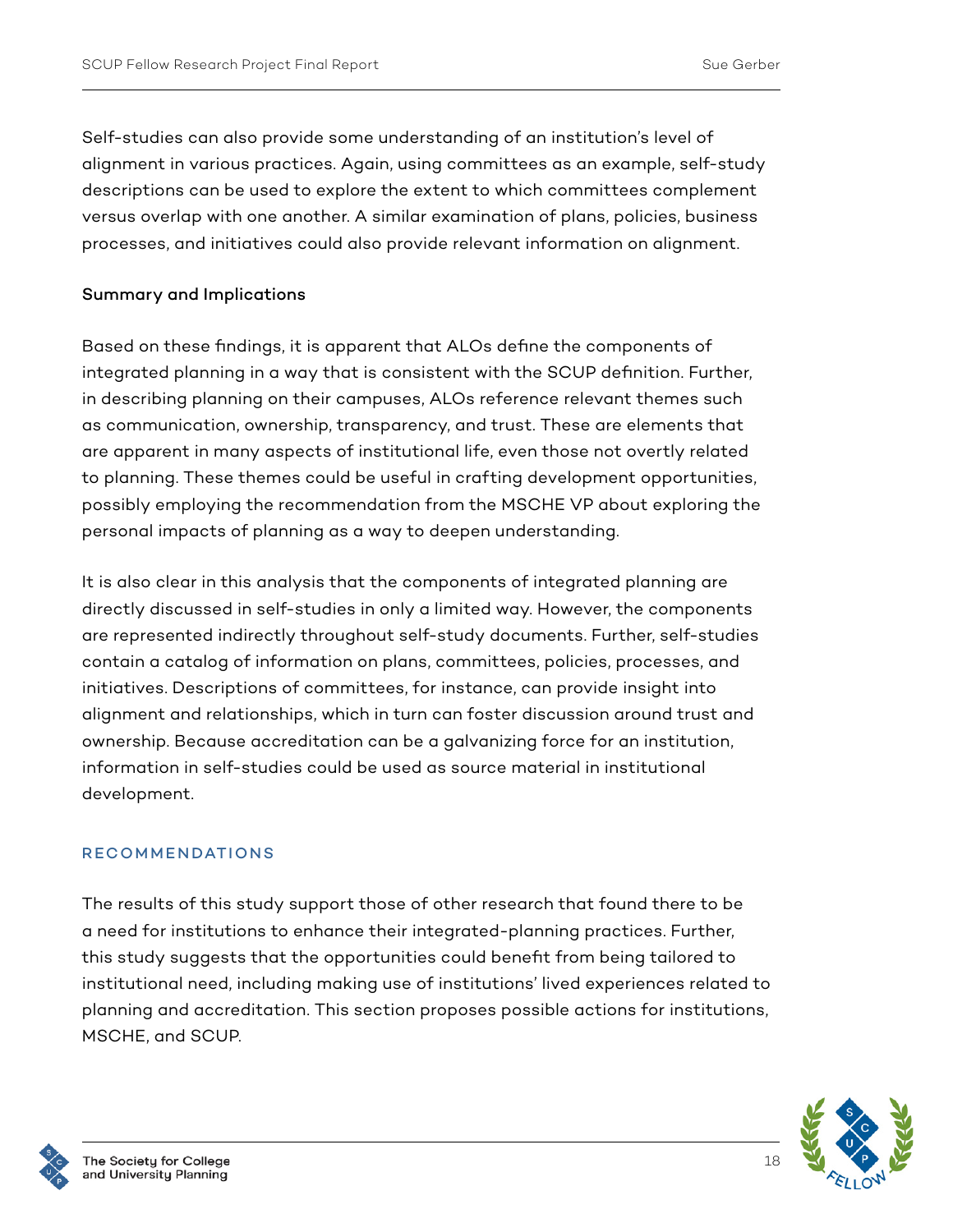Self-studies can also provide some understanding of an institution's level of alignment in various practices. Again, using committees as an example, self-study descriptions can be used to explore the extent to which committees complement versus overlap with one another. A similar examination of plans, policies, business processes, and initiatives could also provide relevant information on alignment.

### Summary and Implications

Based on these findings, it is apparent that ALOs define the components of integrated planning in a way that is consistent with the SCUP definition. Further, in describing planning on their campuses, ALOs reference relevant themes such as communication, ownership, transparency, and trust. These are elements that are apparent in many aspects of institutional life, even those not overtly related to planning. These themes could be useful in crafting development opportunities, possibly employing the recommendation from the MSCHE VP about exploring the personal impacts of planning as a way to deepen understanding.

It is also clear in this analysis that the components of integrated planning are directly discussed in self-studies in only a limited way. However, the components are represented indirectly throughout self-study documents. Further, self-studies contain a catalog of information on plans, committees, policies, processes, and initiatives. Descriptions of committees, for instance, can provide insight into alignment and relationships, which in turn can foster discussion around trust and ownership. Because accreditation can be a galvanizing force for an institution, information in self-studies could be used as source material in institutional development.

## RECOMMENDATIONS

The results of this study support those of other research that found there to be a need for institutions to enhance their integrated-planning practices. Further, this study suggests that the opportunities could benefit from being tailored to institutional need, including making use of institutions' lived experiences related to planning and accreditation. This section proposes possible actions for institutions, MSCHE, and SCUP.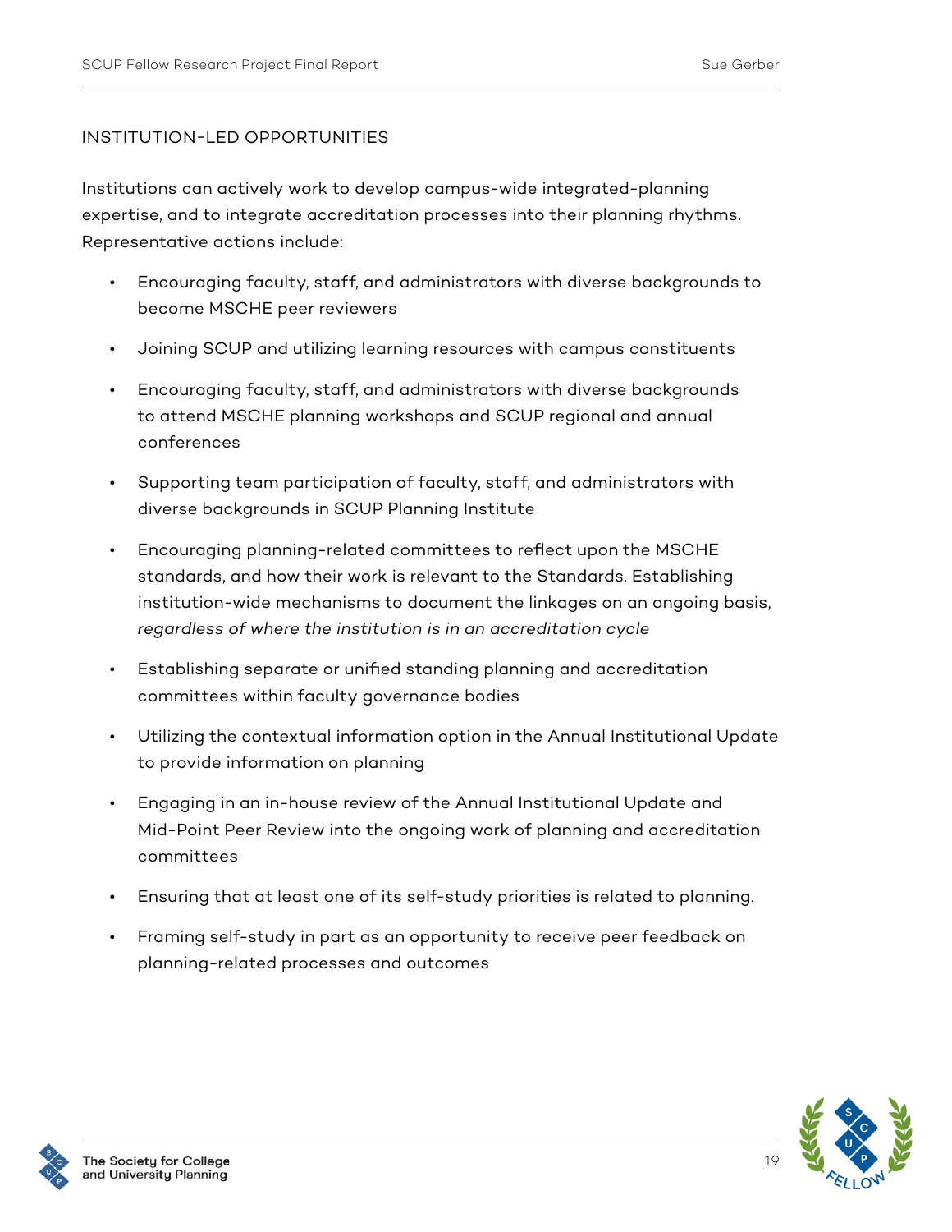## INSTITUTION-LED OPPORTUNITIES

Institutions can actively work to develop campus-wide integrated-planning expertise, and to integrate accreditation processes into their planning rhythms. Representative actions include:

- Encouraging faculty, staff, and administrators with diverse backgrounds to become MSCHE peer reviewers
- Joining SCUP and utilizing learning resources with campus constituents
- Encouraging faculty, staff, and administrators with diverse backgrounds to attend MSCHE planning workshops and SCUP regional and annual conferences
- Supporting team participation of faculty, staff, and administrators with diverse backgrounds in SCUP Planning Institute
- Encouraging planning-related committees to reflect upon the MSCHE standards, and how their work is relevant to the Standards. Establishing institution-wide mechanisms to document the linkages on an ongoing basis, *regardless of where the institution is in an accreditation cycle*
- Establishing separate or unified standing planning and accreditation committees within faculty governance bodies
- Utilizing the contextual information option in the Annual Institutional Update to provide information on planning
- Engaging in an in-house review of the Annual Institutional Update and Mid-Point Peer Review into the ongoing work of planning and accreditation committees
- Ensuring that at least one of its self-study priorities is related to planning.
- Framing self-study in part as an opportunity to receive peer feedback on planning-related processes and outcomes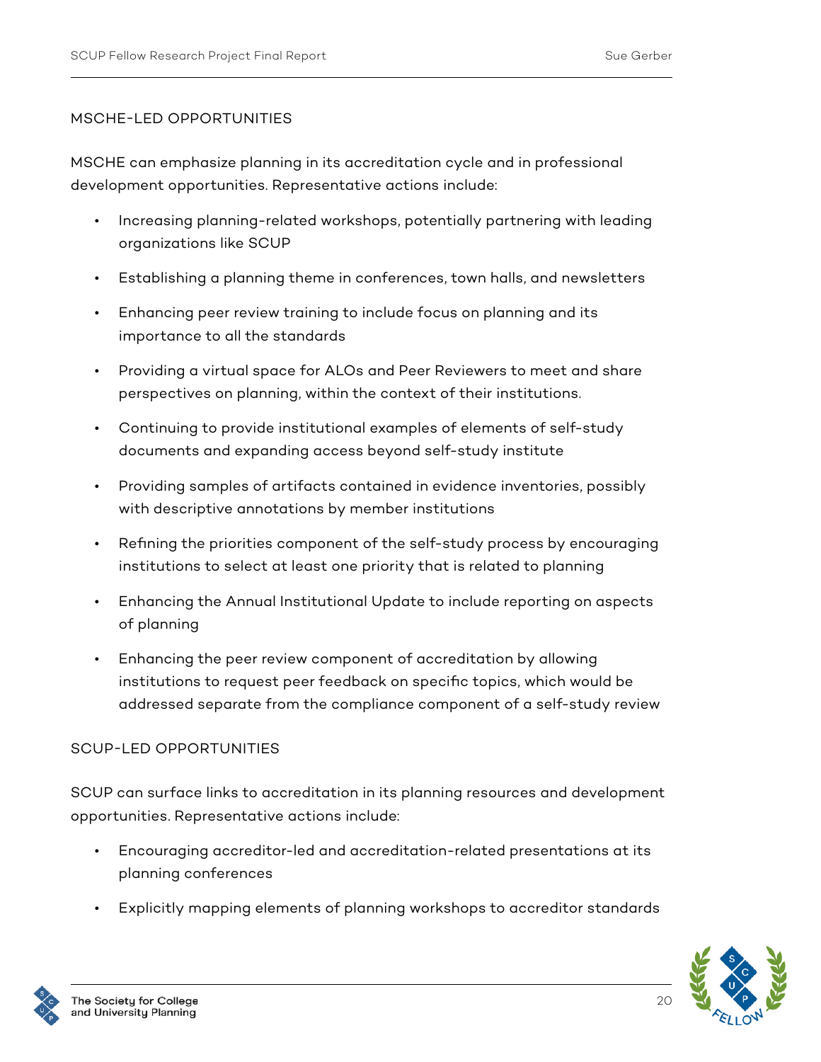### MSCHE-LED OPPORTUNITIES

MSCHE can emphasize planning in its accreditation cycle and in professional development opportunities. Representative actions include:

- Increasing planning-related workshops, potentially partnering with leading organizations like SCUP
- Establishing a planning theme in conferences, town halls, and newsletters
- Enhancing peer review training to include focus on planning and its importance to all the standards
- Providing a virtual space for ALOs and Peer Reviewers to meet and share perspectives on planning, within the context of their institutions.
- Continuing to provide institutional examples of elements of self-study documents and expanding access beyond self-study institute
- Providing samples of artifacts contained in evidence inventories, possibly with descriptive annotations by member institutions
- Refining the priorities component of the self-study process by encouraging institutions to select at least one priority that is related to planning
- Enhancing the Annual Institutional Update to include reporting on aspects of planning
- Enhancing the peer review component of accreditation by allowing institutions to request peer feedback on specific topics, which would be addressed separate from the compliance component of a self-study review

### SCUP-LED OPPORTUNITIES

SCUP can surface links to accreditation in its planning resources and development opportunities. Representative actions include:

- Encouraging accreditor-led and accreditation-related presentations at its planning conferences
- Explicitly mapping elements of planning workshops to accreditor standards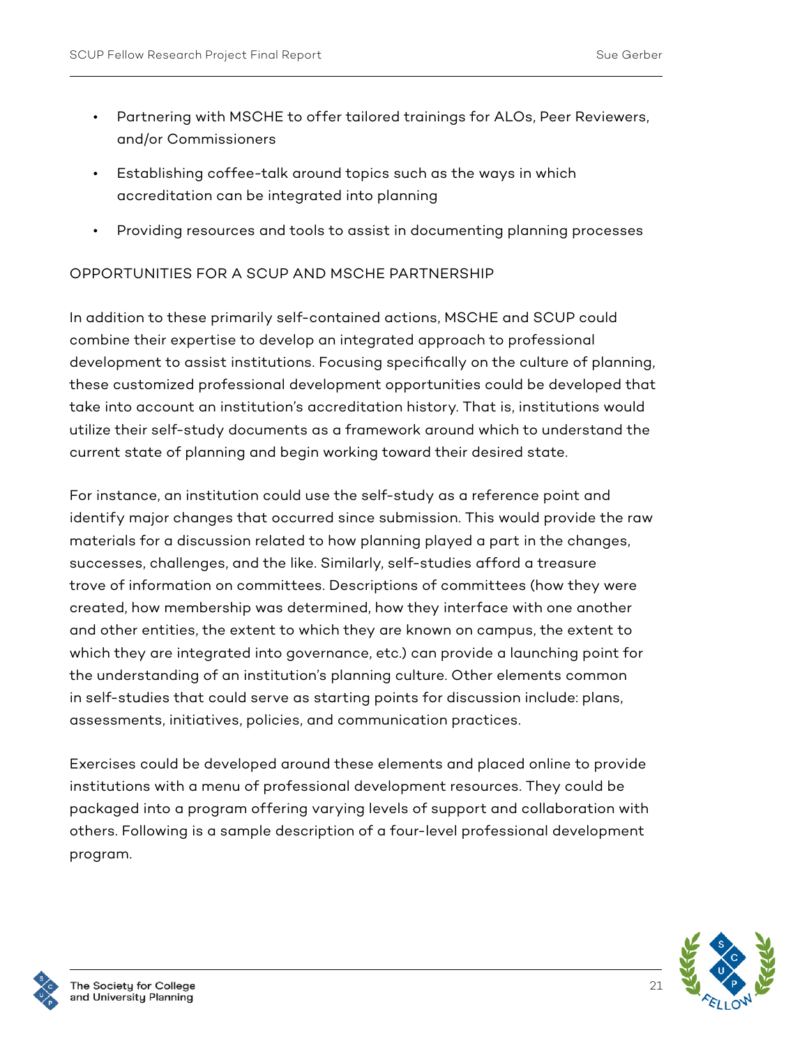- Partnering with MSCHE to offer tailored trainings for ALOs, Peer Reviewers, and/or Commissioners
- Establishing coffee-talk around topics such as the ways in which accreditation can be integrated into planning
- Providing resources and tools to assist in documenting planning processes

## OPPORTUNITIES FOR A SCUP AND MSCHE PARTNERSHIP

In addition to these primarily self-contained actions, MSCHE and SCUP could combine their expertise to develop an integrated approach to professional development to assist institutions. Focusing specifically on the culture of planning, these customized professional development opportunities could be developed that take into account an institution's accreditation history. That is, institutions would utilize their self-study documents as a framework around which to understand the current state of planning and begin working toward their desired state.

For instance, an institution could use the self-study as a reference point and identify major changes that occurred since submission. This would provide the raw materials for a discussion related to how planning played a part in the changes, successes, challenges, and the like. Similarly, self-studies afford a treasure trove of information on committees. Descriptions of committees (how they were created, how membership was determined, how they interface with one another and other entities, the extent to which they are known on campus, the extent to which they are integrated into governance, etc.) can provide a launching point for the understanding of an institution's planning culture. Other elements common in self-studies that could serve as starting points for discussion include: plans, assessments, initiatives, policies, and communication practices.

Exercises could be developed around these elements and placed online to provide institutions with a menu of professional development resources. They could be packaged into a program offering varying levels of support and collaboration with others. Following is a sample description of a four-level professional development program.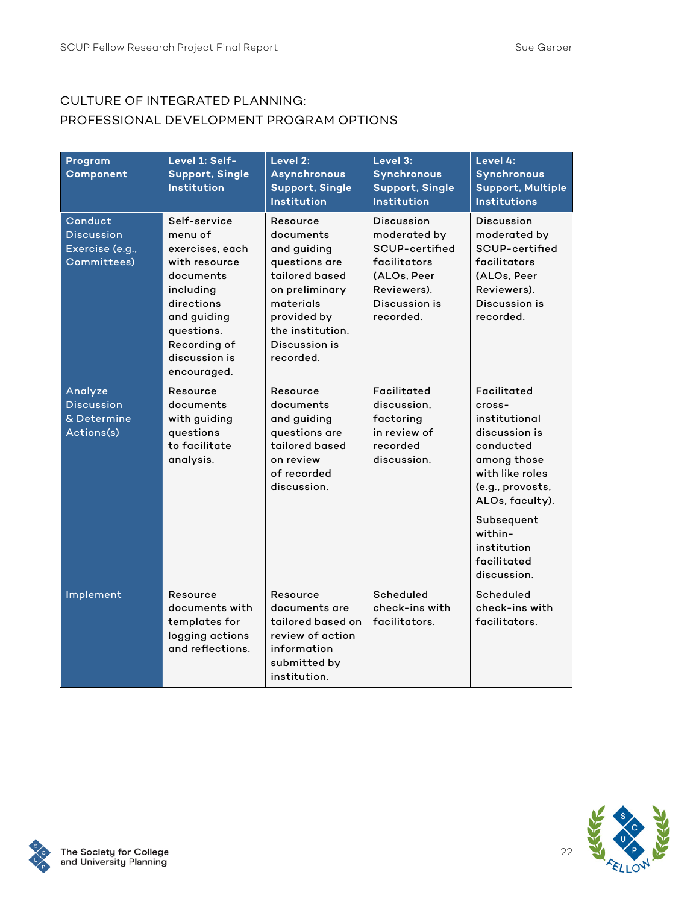## CULTURE OF INTEGRATED PLANNING: PROFESSIONAL DEVELOPMENT PROGRAM OPTIONS

| Program Component | Level 1: Self-Support, Single Institution | Level 2: Asynchronous Support, Single Institution | Level 3: Synchronous Support, Single Institution | Level 4: Synchronous Support, Multiple Institutions |
|---|---|---|---|---|
| Conduct Discussion Exercise (e.g., Committees) | Self-service menu of exercises, each with resource documents including directions and guiding questions. Recording of discussion is encouraged. | Resource documents and guiding questions are tailored based on preliminary materials provided by the institution. Discussion is recorded. | Discussion moderated by SCUP-certified facilitators (ALOs, Peer Reviewers). Discussion is recorded. | Discussion moderated by SCUP-certified facilitators (ALOs, Peer Reviewers). Discussion is recorded. |
| Analyze Discussion & Determine Actions(s) | Resource documents with guiding questions to facilitate analysis. | Resource documents and guiding questions are tailored based on review of recorded discussion. | Facilitated discussion, factoring in review of recorded discussion. | Facilitated cross-institutional discussion is conducted among those with like roles (e.g., provosts, ALOs, faculty). |
| | | | | Subsequent within-institution facilitated discussion. |
| Implement | Resource documents with templates for logging actions and reflections. | Resource documents are tailored based on review of action information submitted by institution. | Scheduled check-ins with facilitators. | Scheduled check-ins with facilitators. |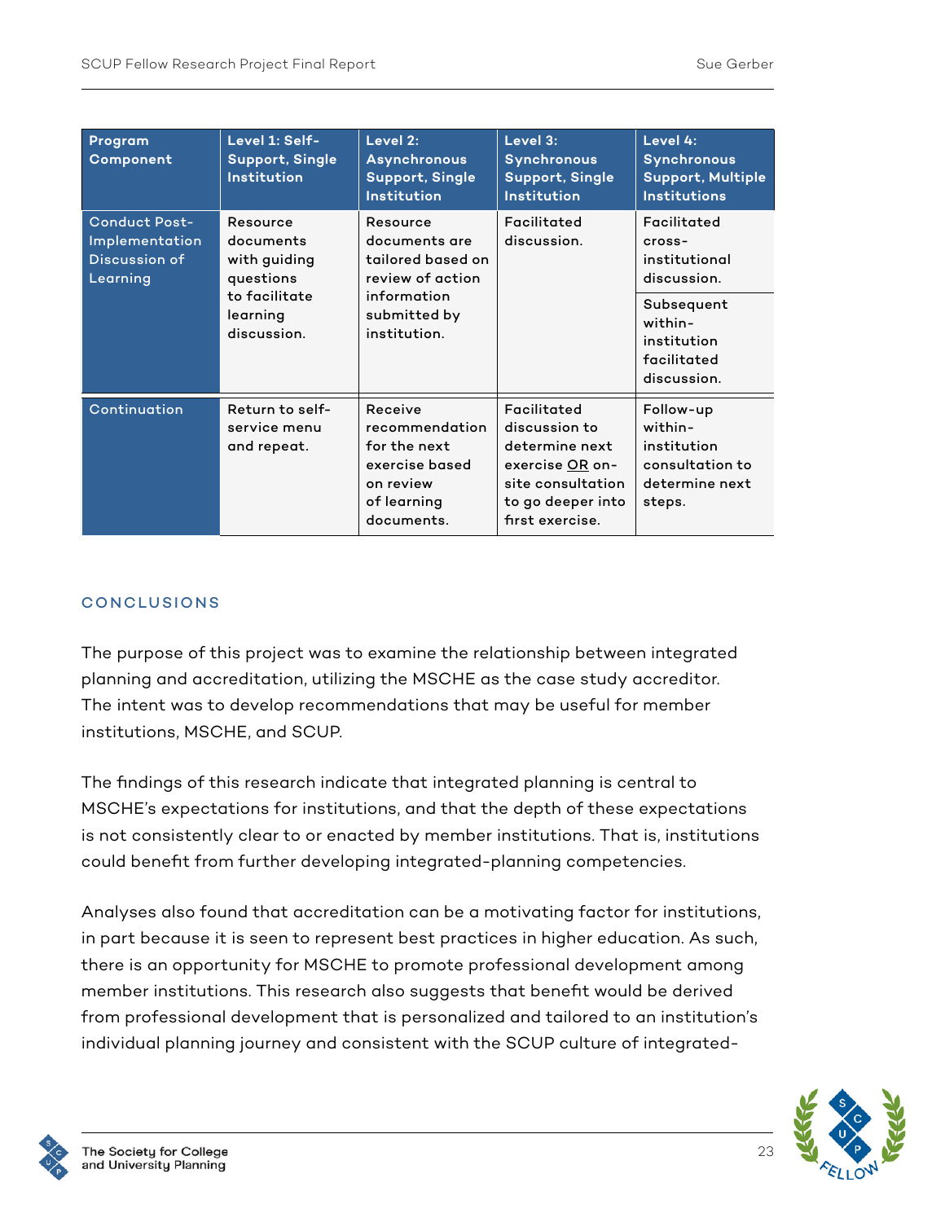| Program Component | Level 1: Self-Support, Single Institution | Level 2: Asynchronous Support, Single Institution | Level 3: Synchronous Support, Single Institution | Level 4: Synchronous Support, Multiple Institutions |
|---|---|---|---|---|
| Conduct Post-Implementation Discussion of Learning | Resource documents with guiding questions to facilitate learning discussion. | Resource documents are tailored based on review of action information submitted by institution. | Facilitated discussion. | Facilitated cross-institutional discussion.<br>Subsequent within-institution facilitated discussion. |
| Continuation | Return to self-service menu and repeat. | Receive recommendation for the next exercise based on review of learning documents. | Facilitated discussion to determine next exercise <u>OR</u> on-site consultation to go deeper into first exercise. | Follow-up within-institution consultation to determine next steps. |

## CONCLUSIONS

The purpose of this project was to examine the relationship between integrated planning and accreditation, utilizing the MSCHE as the case study accreditor. The intent was to develop recommendations that may be useful for member institutions, MSCHE, and SCUP.

The findings of this research indicate that integrated planning is central to MSCHE's expectations for institutions, and that the depth of these expectations is not consistently clear to or enacted by member institutions. That is, institutions could benefit from further developing integrated-planning competencies.

Analyses also found that accreditation can be a motivating factor for institutions, in part because it is seen to represent best practices in higher education. As such, there is an opportunity for MSCHE to promote professional development among member institutions. This research also suggests that benefit would be derived from professional development that is personalized and tailored to an institution's individual planning journey and consistent with the SCUP culture of integrated-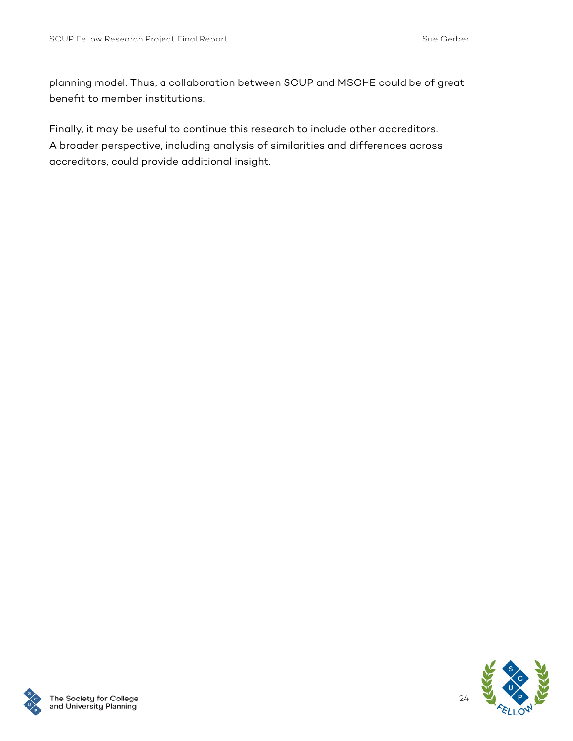planning model. Thus, a collaboration between SCUP and MSCHE could be of great benefit to member institutions.

Finally, it may be useful to continue this research to include other accreditors. A broader perspective, including analysis of similarities and differences across accreditors, could provide additional insight.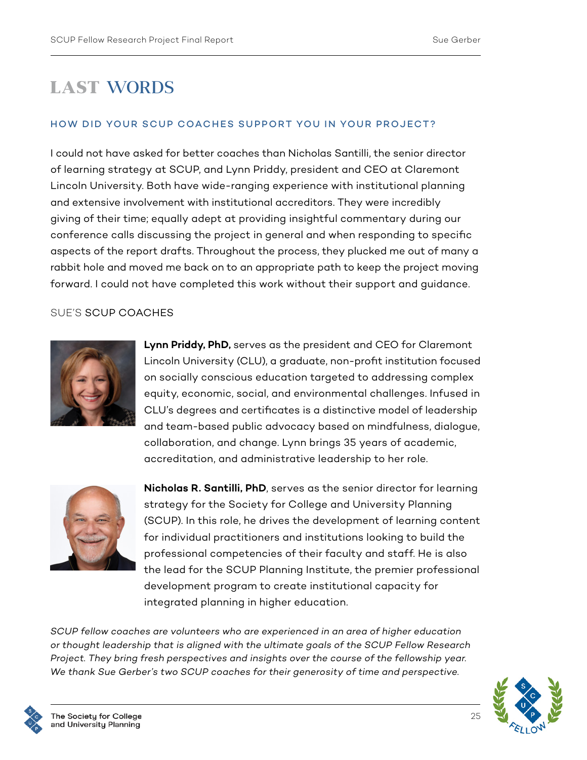# LAST WORDS

### HOW DID YOUR SCUP COACHES SUPPORT YOU IN YOUR PROJECT?

I could not have asked for better coaches than Nicholas Santilli, the senior director of learning strategy at SCUP, and Lynn Priddy, president and CEO at Claremont Lincoln University. Both have wide-ranging experience with institutional planning and extensive involvement with institutional accreditors. They were incredibly giving of their time; equally adept at providing insightful commentary during our conference calls discussing the project in general and when responding to specific aspects of the report drafts. Throughout the process, they plucked me out of many a rabbit hole and moved me back on to an appropriate path to keep the project moving forward. I could not have completed this work without their support and guidance.

### SUE'S SCUP COACHES

**Lynn Priddy, PhD,** serves as the president and CEO for Claremont Lincoln University (CLU), a graduate, non-profit institution focused on socially conscious education targeted to addressing complex equity, economic, social, and environmental challenges. Infused in CLU's degrees and certificates is a distinctive model of leadership and team-based public advocacy based on mindfulness, dialogue, collaboration, and change. Lynn brings 35 years of academic, accreditation, and administrative leadership to her role.

**Nicholas R. Santilli, PhD**, serves as the senior director for learning strategy for the Society for College and University Planning (SCUP). In this role, he drives the development of learning content for individual practitioners and institutions looking to build the professional competencies of their faculty and staff. He is also the lead for the SCUP Planning Institute, the premier professional development program to create institutional capacity for integrated planning in higher education.

*SCUP fellow coaches are volunteers who are experienced in an area of higher education or thought leadership that is aligned with the ultimate goals of the SCUP Fellow Research Project. They bring fresh perspectives and insights over the course of the fellowship year. We thank Sue Gerber's two SCUP coaches for their generosity of time and perspective.*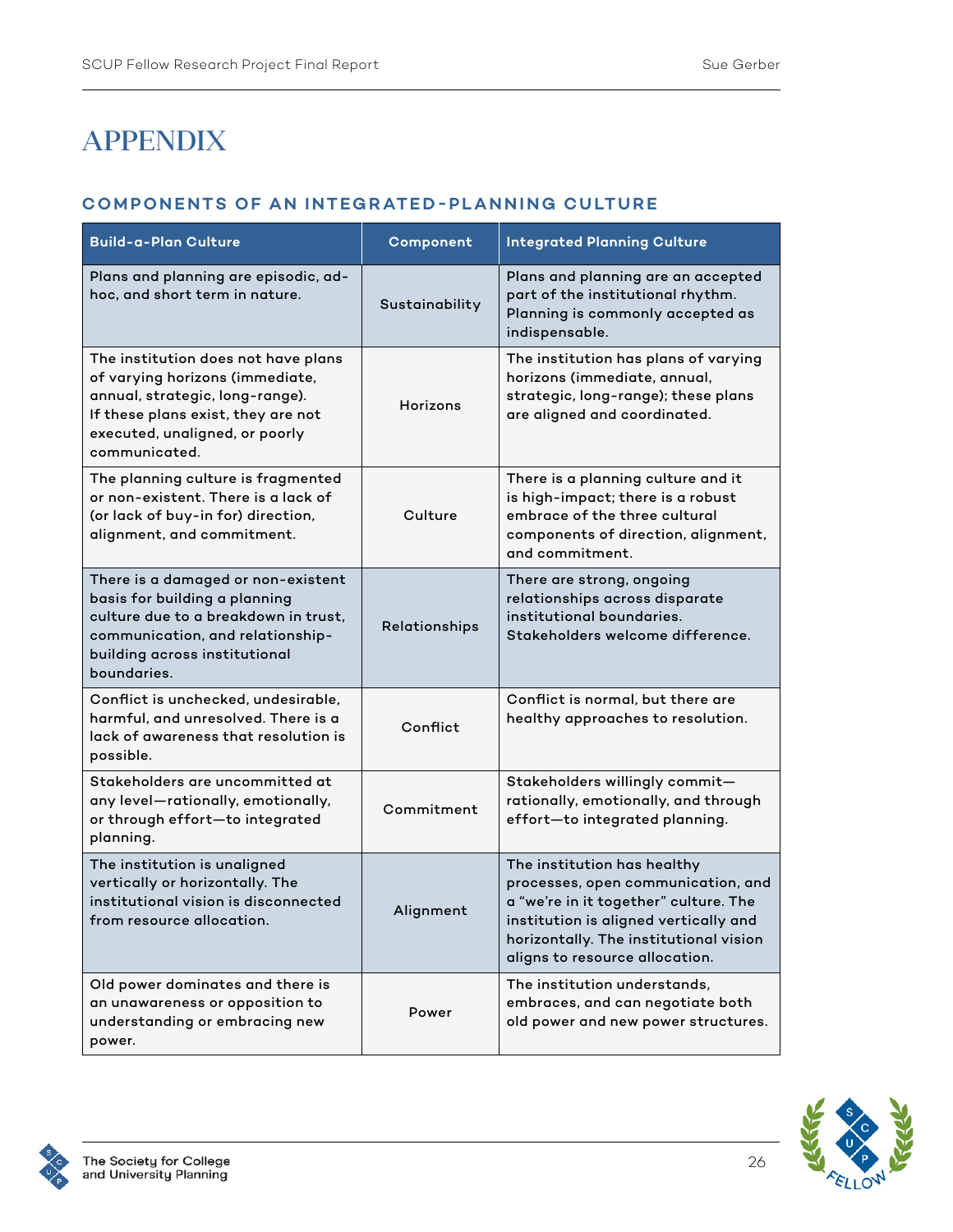# APPENDIX

## COMPONENTS OF AN INTEGRATED-PLANNING CULTURE

| Build-a-Plan Culture | Component | Integrated Planning Culture |
|---|---|---|
| Plans and planning are episodic, ad-hoc, and short term in nature. | Sustainability | Plans and planning are an accepted part of the institutional rhythm. Planning is commonly accepted as indispensable. |
| The institution does not have plans of varying horizons (immediate, annual, strategic, long-range). If these plans exist, they are not executed, unaligned, or poorly communicated. | Horizons | The institution has plans of varying horizons (immediate, annual, strategic, long-range); these plans are aligned and coordinated. |
| The planning culture is fragmented or non-existent. There is a lack of (or lack of buy-in for) direction, alignment, and commitment. | Culture | There is a planning culture and it is high-impact; there is a robust embrace of the three cultural components of direction, alignment, and commitment. |
| There is a damaged or non-existent basis for building a planning culture due to a breakdown in trust, communication, and relationship-building across institutional boundaries. | Relationships | There are strong, ongoing relationships across disparate institutional boundaries. Stakeholders welcome difference. |
| Conflict is unchecked, undesirable, harmful, and unresolved. There is a lack of awareness that resolution is possible. | Conflict | Conflict is normal, but there are healthy approaches to resolution. |
| Stakeholders are uncommitted at any level—rationally, emotionally, or through effort—to integrated planning. | Commitment | Stakeholders willingly commit—rationally, emotionally, and through effort—to integrated planning. |
| The institution is unaligned vertically or horizontally. The institutional vision is disconnected from resource allocation. | Alignment | The institution has healthy processes, open communication, and a "we're in it together" culture. The institution is aligned vertically and horizontally. The institutional vision aligns to resource allocation. |
| Old power dominates and there is an unawareness or opposition to understanding or embracing new power. | Power | The institution understands, embraces, and can negotiate both old power and new power structures. |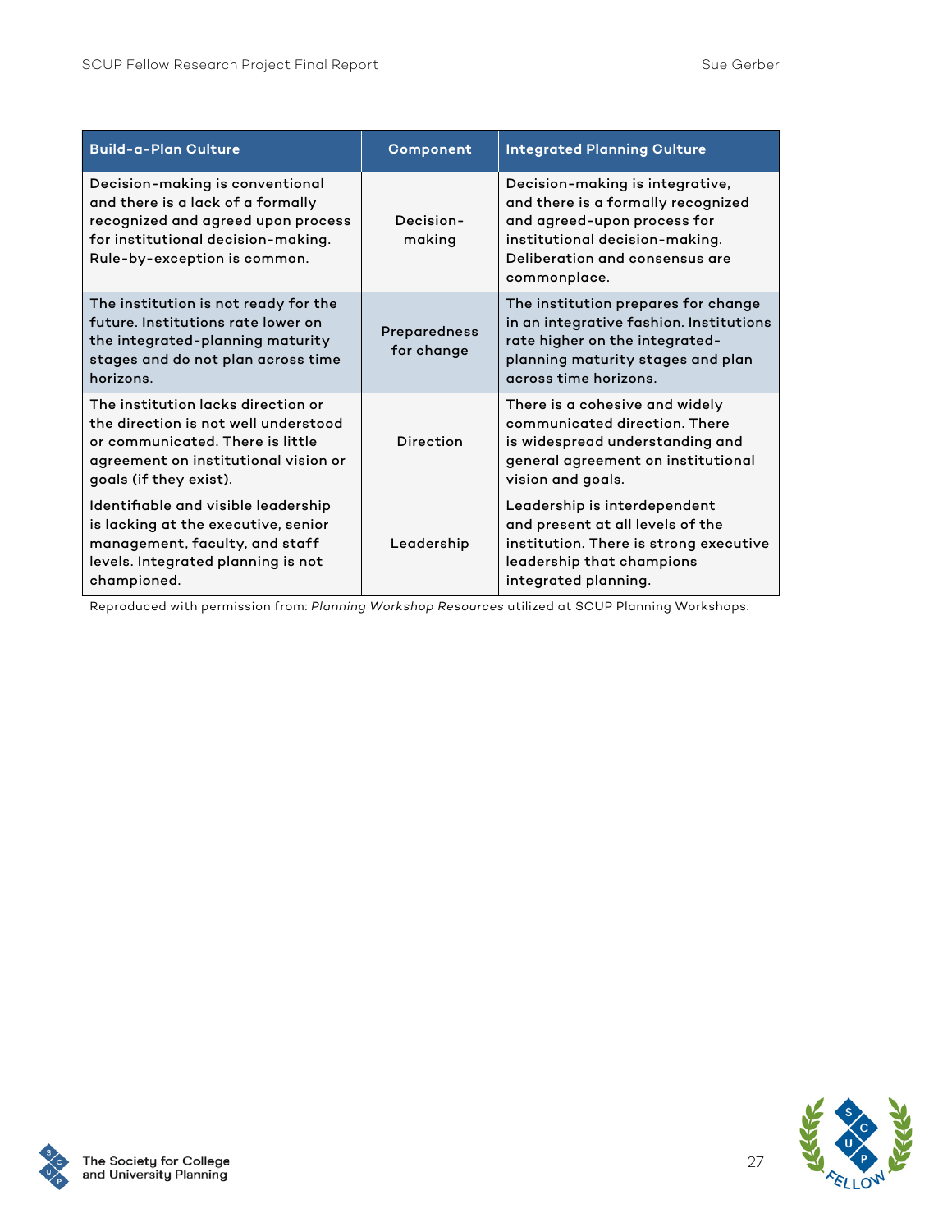| Build-a-Plan Culture | Component | Integrated Planning Culture |
|---|---|---|
| Decision-making is conventional and there is a lack of a formally recognized and agreed upon process for institutional decision-making. Rule-by-exception is common. | Decision-making | Decision-making is integrative, and there is a formally recognized and agreed-upon process for institutional decision-making. Deliberation and consensus are commonplace. |
| The institution is not ready for the future. Institutions rate lower on the integrated-planning maturity stages and do not plan across time horizons. | Preparedness for change | The institution prepares for change in an integrative fashion. Institutions rate higher on the integrated-planning maturity stages and plan across time horizons. |
| The institution lacks direction or the direction is not well understood or communicated. There is little agreement on institutional vision or goals (if they exist). | Direction | There is a cohesive and widely communicated direction. There is widespread understanding and general agreement on institutional vision and goals. |
| Identifiable and visible leadership is lacking at the executive, senior management, faculty, and staff levels. Integrated planning is not championed. | Leadership | Leadership is interdependent and present at all levels of the institution. There is strong executive leadership that champions integrated planning. |

Reproduced with permission from: *Planning Workshop Resources* utilized at SCUP Planning Workshops.